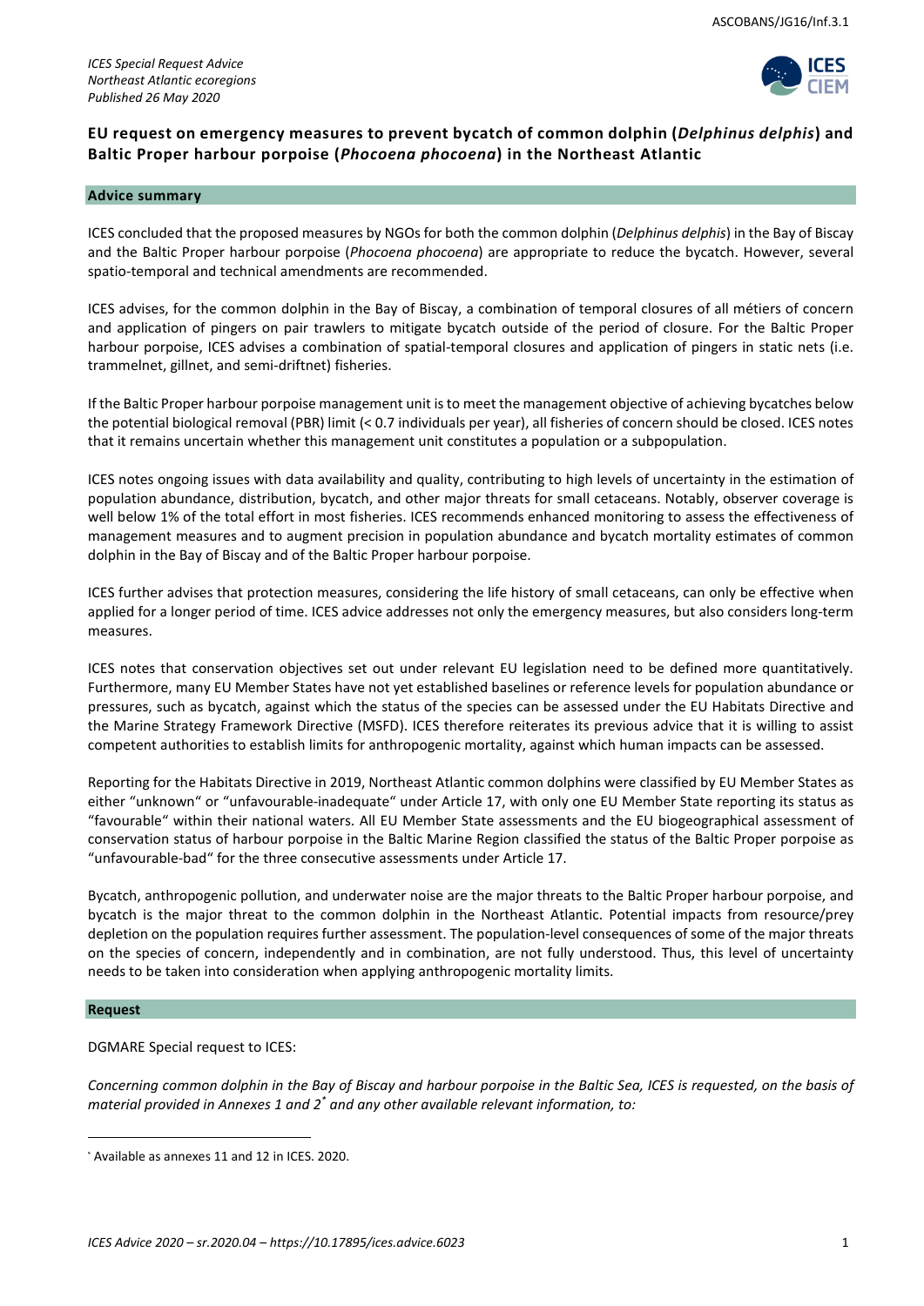*ICES Special Request Advice*
*Northeast Atlantic ecoregions*
*Published 26 May 2020*

# EU request on emergency measures to prevent bycatch of common dolphin (*Delphinus delphis*) and Baltic Proper harbour porpoise (*Phocoena phocoena*) in the Northeast Atlantic

## Advice summary

ICES concluded that the proposed measures by NGOs for both the common dolphin (*Delphinus delphis*) in the Bay of Biscay and the Baltic Proper harbour porpoise (*Phocoena phocoena*) are appropriate to reduce the bycatch. However, several spatio-temporal and technical amendments are recommended.

ICES advises, for the common dolphin in the Bay of Biscay, a combination of temporal closures of all métiers of concern and application of pingers on pair trawlers to mitigate bycatch outside of the period of closure. For the Baltic Proper harbour porpoise, ICES advises a combination of spatial-temporal closures and application of pingers in static nets (i.e. trammelnet, gillnet, and semi-driftnet) fisheries.

If the Baltic Proper harbour porpoise management unit is to meet the management objective of achieving bycatches below the potential biological removal (PBR) limit (< 0.7 individuals per year), all fisheries of concern should be closed. ICES notes that it remains uncertain whether this management unit constitutes a population or a subpopulation.

ICES notes ongoing issues with data availability and quality, contributing to high levels of uncertainty in the estimation of population abundance, distribution, bycatch, and other major threats for small cetaceans. Notably, observer coverage is well below 1% of the total effort in most fisheries. ICES recommends enhanced monitoring to assess the effectiveness of management measures and to augment precision in population abundance and bycatch mortality estimates of common dolphin in the Bay of Biscay and of the Baltic Proper harbour porpoise.

ICES further advises that protection measures, considering the life history of small cetaceans, can only be effective when applied for a longer period of time. ICES advice addresses not only the emergency measures, but also considers long-term measures.

ICES notes that conservation objectives set out under relevant EU legislation need to be defined more quantitatively. Furthermore, many EU Member States have not yet established baselines or reference levels for population abundance or pressures, such as bycatch, against which the status of the species can be assessed under the EU Habitats Directive and the Marine Strategy Framework Directive (MSFD). ICES therefore reiterates its previous advice that it is willing to assist competent authorities to establish limits for anthropogenic mortality, against which human impacts can be assessed.

Reporting for the Habitats Directive in 2019, Northeast Atlantic common dolphins were classified by EU Member States as either "unknown" or "unfavourable-inadequate" under Article 17, with only one EU Member State reporting its status as "favourable" within their national waters. All EU Member State assessments and the EU biogeographical assessment of conservation status of harbour porpoise in the Baltic Marine Region classified the status of the Baltic Proper porpoise as "unfavourable-bad" for the three consecutive assessments under Article 17.

Bycatch, anthropogenic pollution, and underwater noise are the major threats to the Baltic Proper harbour porpoise, and bycatch is the major threat to the common dolphin in the Northeast Atlantic. Potential impacts from resource/prey depletion on the population requires further assessment. The population-level consequences of some of the major threats on the species of concern, independently and in combination, are not fully understood. Thus, this level of uncertainty needs to be taken into consideration when applying anthropogenic mortality limits.

## Request

DGMARE Special request to ICES:

*Concerning common dolphin in the Bay of Biscay and harbour porpoise in the Baltic Sea, ICES is requested, on the basis of material provided in Annexes 1 and 2*[*] *and any other available relevant information, to:*

[*] Available as annexes 11 and 12 in ICES. 2020.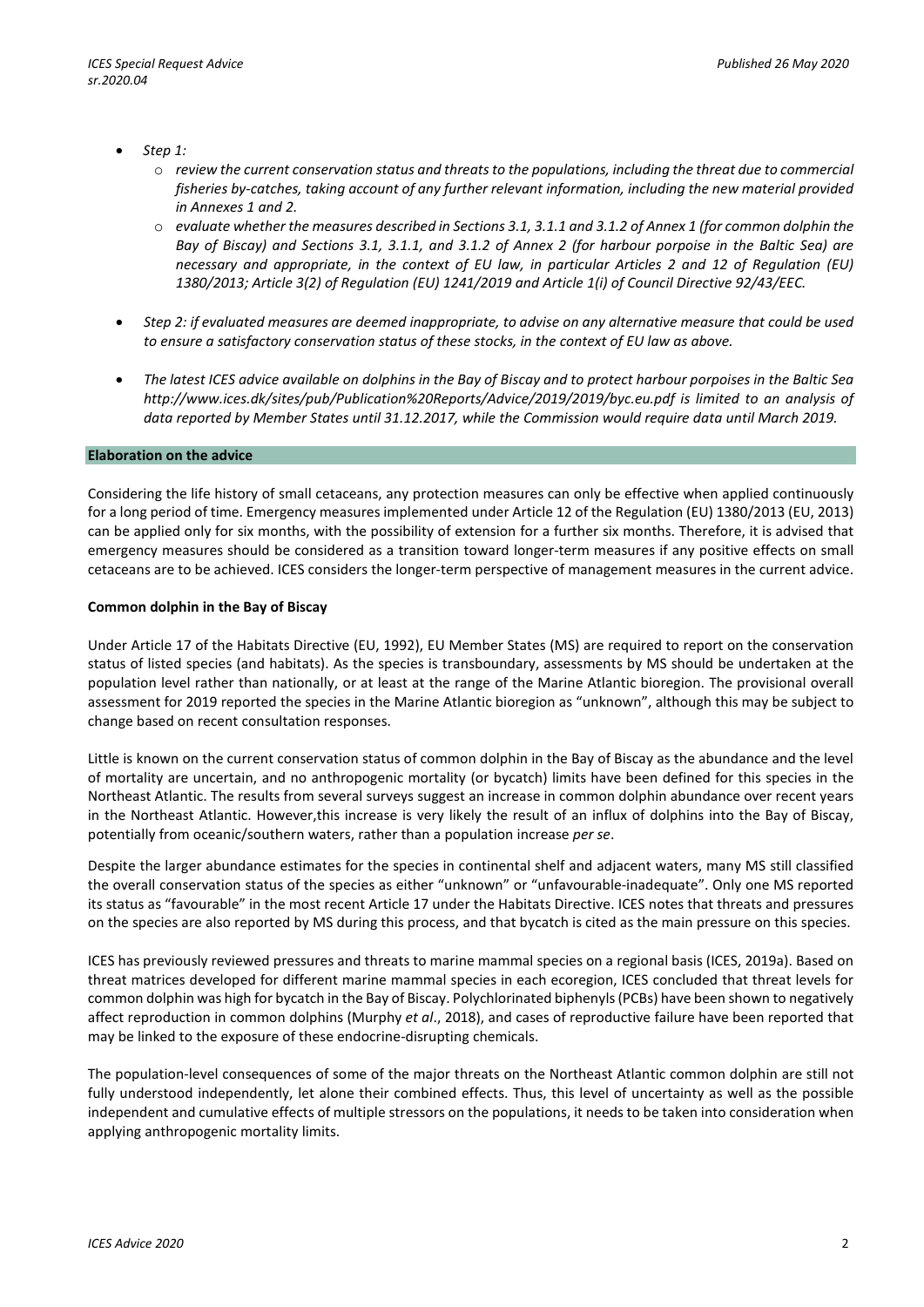- *Step 1:*
  - *review the current conservation status and threats to the populations, including the threat due to commercial fisheries by-catches, taking account of any further relevant information, including the new material provided in Annexes 1 and 2.*
  - *evaluate whether the measures described in Sections 3.1, 3.1.1 and 3.1.2 of Annex 1 (for common dolphin the Bay of Biscay) and Sections 3.1, 3.1.1, and 3.1.2 of Annex 2 (for harbour porpoise in the Baltic Sea) are necessary and appropriate, in the context of EU law, in particular Articles 2 and 12 of Regulation (EU) 1380/2013; Article 3(2) of Regulation (EU) 1241/2019 and Article 1(i) of Council Directive 92/43/EEC.*
- *Step 2: if evaluated measures are deemed inappropriate, to advise on any alternative measure that could be used to ensure a satisfactory conservation status of these stocks, in the context of EU law as above.*
- *The latest ICES advice available on dolphins in the Bay of Biscay and to protect harbour porpoises in the Baltic Sea http://www.ices.dk/sites/pub/Publication%20Reports/Advice/2019/2019/byc.eu.pdf is limited to an analysis of data reported by Member States until 31.12.2017, while the Commission would require data until March 2019.*

## Elaboration on the advice

Considering the life history of small cetaceans, any protection measures can only be effective when applied continuously for a long period of time. Emergency measures implemented under Article 12 of the Regulation (EU) 1380/2013 (EU, 2013) can be applied only for six months, with the possibility of extension for a further six months. Therefore, it is advised that emergency measures should be considered as a transition toward longer-term measures if any positive effects on small cetaceans are to be achieved. ICES considers the longer-term perspective of management measures in the current advice.

### Common dolphin in the Bay of Biscay

Under Article 17 of the Habitats Directive (EU, 1992), EU Member States (MS) are required to report on the conservation status of listed species (and habitats). As the species is transboundary, assessments by MS should be undertaken at the population level rather than nationally, or at least at the range of the Marine Atlantic bioregion. The provisional overall assessment for 2019 reported the species in the Marine Atlantic bioregion as "unknown", although this may be subject to change based on recent consultation responses.

Little is known on the current conservation status of common dolphin in the Bay of Biscay as the abundance and the level of mortality are uncertain, and no anthropogenic mortality (or bycatch) limits have been defined for this species in the Northeast Atlantic. The results from several surveys suggest an increase in common dolphin abundance over recent years in the Northeast Atlantic. However,this increase is very likely the result of an influx of dolphins into the Bay of Biscay, potentially from oceanic/southern waters, rather than a population increase *per se*.

Despite the larger abundance estimates for the species in continental shelf and adjacent waters, many MS still classified the overall conservation status of the species as either "unknown" or "unfavourable-inadequate". Only one MS reported its status as "favourable" in the most recent Article 17 under the Habitats Directive. ICES notes that threats and pressures on the species are also reported by MS during this process, and that bycatch is cited as the main pressure on this species.

ICES has previously reviewed pressures and threats to marine mammal species on a regional basis (ICES, 2019a). Based on threat matrices developed for different marine mammal species in each ecoregion, ICES concluded that threat levels for common dolphin was high for bycatch in the Bay of Biscay. Polychlorinated biphenyls (PCBs) have been shown to negatively affect reproduction in common dolphins (Murphy *et al*., 2018), and cases of reproductive failure have been reported that may be linked to the exposure of these endocrine-disrupting chemicals.

The population-level consequences of some of the major threats on the Northeast Atlantic common dolphin are still not fully understood independently, let alone their combined effects. Thus, this level of uncertainty as well as the possible independent and cumulative effects of multiple stressors on the populations, it needs to be taken into consideration when applying anthropogenic mortality limits.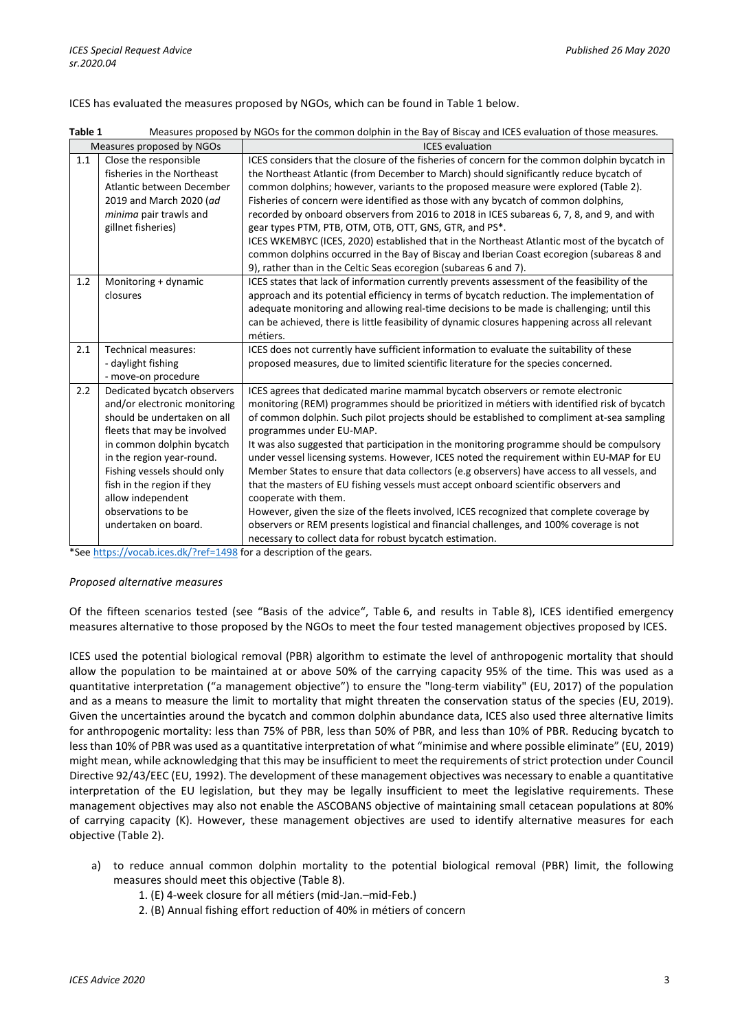ICES has evaluated the measures proposed by NGOs, which can be found in Table 1 below.

**Table 1** Measures proposed by NGOs for the common dolphin in the Bay of Biscay and ICES evaluation of those measures.

| Measures proposed by NGOs | | ICES evaluation |
|---|---|---|
| 1.1 | Close the responsible fisheries in the Northeast Atlantic between December 2019 and March 2020 (*ad minima* pair trawls and gillnet fisheries) | ICES considers that the closure of the fisheries of concern for the common dolphin bycatch in the Northeast Atlantic (from December to March) should significantly reduce bycatch of common dolphins; however, variants to the proposed measure were explored (Table 2). Fisheries of concern were identified as those with any bycatch of common dolphins, recorded by onboard observers from 2016 to 2018 in ICES subareas 6, 7, 8, and 9, and with gear types PTM, PTB, OTM, OTB, OTT, GNS, GTR, and PS*. ICES WKEMBYC (ICES, 2020) established that in the Northeast Atlantic most of the bycatch of common dolphins occurred in the Bay of Biscay and Iberian Coast ecoregion (subareas 8 and 9), rather than in the Celtic Seas ecoregion (subareas 6 and 7). |
| 1.2 | Monitoring + dynamic closures | ICES states that lack of information currently prevents assessment of the feasibility of the approach and its potential efficiency in terms of bycatch reduction. The implementation of adequate monitoring and allowing real-time decisions to be made is challenging; until this can be achieved, there is little feasibility of dynamic closures happening across all relevant métiers. |
| 2.1 | Technical measures: - daylight fishing - move-on procedure | ICES does not currently have sufficient information to evaluate the suitability of these proposed measures, due to limited scientific literature for the species concerned. |
| 2.2 | Dedicated bycatch observers and/or electronic monitoring should be undertaken on all fleets that may be involved in common dolphin bycatch in the region year-round. Fishing vessels should only fish in the region if they allow independent observations to be undertaken on board. | ICES agrees that dedicated marine mammal bycatch observers or remote electronic monitoring (REM) programmes should be prioritized in métiers with identified risk of bycatch of common dolphin. Such pilot projects should be established to compliment at-sea sampling programmes under EU-MAP. It was also suggested that participation in the monitoring programme should be compulsory under vessel licensing systems. However, ICES noted the requirement within EU-MAP for EU Member States to ensure that data collectors (e.g observers) have access to all vessels, and that the masters of EU fishing vessels must accept onboard scientific observers and cooperate with them. However, given the size of the fleets involved, ICES recognized that complete coverage by observers or REM presents logistical and financial challenges, and 100% coverage is not necessary to collect data for robust bycatch estimation. |

*See https://vocab.ices.dk/?ref=1498 for a description of the gears.

*Proposed alternative measures*

Of the fifteen scenarios tested (see "Basis of the advice", Table 6, and results in Table 8), ICES identified emergency measures alternative to those proposed by the NGOs to meet the four tested management objectives proposed by ICES.

ICES used the potential biological removal (PBR) algorithm to estimate the level of anthropogenic mortality that should allow the population to be maintained at or above 50% of the carrying capacity 95% of the time. This was used as a quantitative interpretation ("a management objective") to ensure the "long-term viability" (EU, 2017) of the population and as a means to measure the limit to mortality that might threaten the conservation status of the species (EU, 2019). Given the uncertainties around the bycatch and common dolphin abundance data, ICES also used three alternative limits for anthropogenic mortality: less than 75% of PBR, less than 50% of PBR, and less than 10% of PBR. Reducing bycatch to less than 10% of PBR was used as a quantitative interpretation of what "minimise and where possible eliminate" (EU, 2019) might mean, while acknowledging that this may be insufficient to meet the requirements of strict protection under Council Directive 92/43/EEC (EU, 1992). The development of these management objectives was necessary to enable a quantitative interpretation of the EU legislation, but they may be legally insufficient to meet the legislative requirements. These management objectives may also not enable the ASCOBANS objective of maintaining small cetacean populations at 80% of carrying capacity (K). However, these management objectives are used to identify alternative measures for each objective (Table 2).

a) to reduce annual common dolphin mortality to the potential biological removal (PBR) limit, the following measures should meet this objective (Table 8).
   1. (E) 4-week closure for all métiers (mid-Jan.–mid-Feb.)
   2. (B) Annual fishing effort reduction of 40% in métiers of concern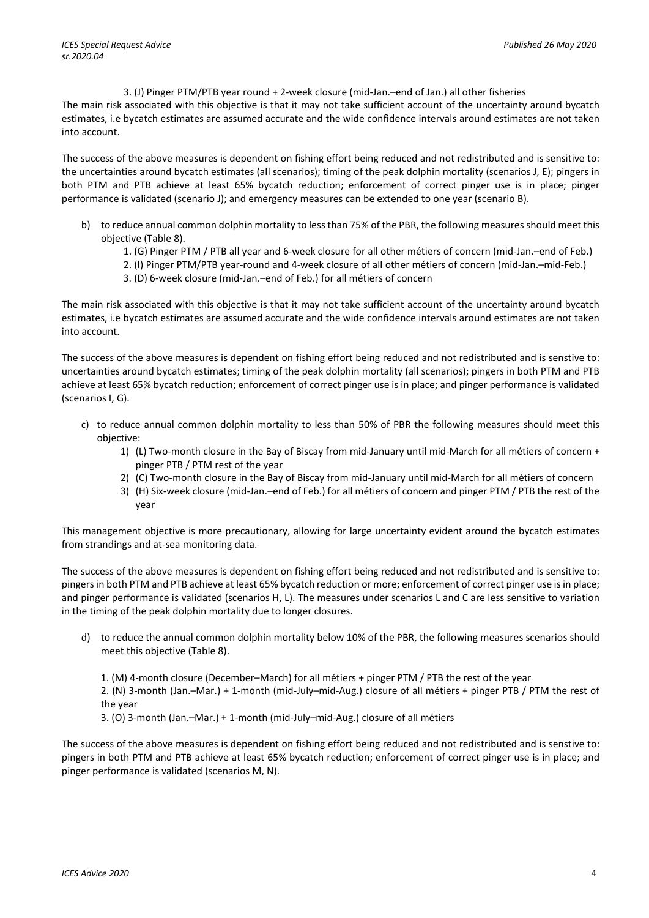3. (J) Pinger PTM/PTB year round + 2-week closure (mid-Jan.–end of Jan.) all other fisheries

The main risk associated with this objective is that it may not take sufficient account of the uncertainty around bycatch estimates, i.e bycatch estimates are assumed accurate and the wide confidence intervals around estimates are not taken into account.

The success of the above measures is dependent on fishing effort being reduced and not redistributed and is sensitive to: the uncertainties around bycatch estimates (all scenarios); timing of the peak dolphin mortality (scenarios J, E); pingers in both PTM and PTB achieve at least 65% bycatch reduction; enforcement of correct pinger use is in place; pinger performance is validated (scenario J); and emergency measures can be extended to one year (scenario B).

b) to reduce annual common dolphin mortality to less than 75% of the PBR, the following measures should meet this objective (Table 8).

   1. (G) Pinger PTM / PTB all year and 6-week closure for all other métiers of concern (mid-Jan.–end of Feb.)
   2. (I) Pinger PTM/PTB year-round and 4-week closure of all other métiers of concern (mid-Jan.–mid-Feb.)
   3. (D) 6-week closure (mid-Jan.–end of Feb.) for all métiers of concern

The main risk associated with this objective is that it may not take sufficient account of the uncertainty around bycatch estimates, i.e bycatch estimates are assumed accurate and the wide confidence intervals around estimates are not taken into account.

The success of the above measures is dependent on fishing effort being reduced and not redistributed and is senstive to: uncertainties around bycatch estimates; timing of the peak dolphin mortality (all scenarios); pingers in both PTM and PTB achieve at least 65% bycatch reduction; enforcement of correct pinger use is in place; and pinger performance is validated (scenarios I, G).

c) to reduce annual common dolphin mortality to less than 50% of PBR the following measures should meet this objective:

   1) (L) Two-month closure in the Bay of Biscay from mid-January until mid-March for all métiers of concern + pinger PTB / PTM rest of the year
   2) (C) Two-month closure in the Bay of Biscay from mid-January until mid-March for all métiers of concern
   3) (H) Six-week closure (mid-Jan.–end of Feb.) for all métiers of concern and pinger PTM / PTB the rest of the year

This management objective is more precautionary, allowing for large uncertainty evident around the bycatch estimates from strandings and at-sea monitoring data.

The success of the above measures is dependent on fishing effort being reduced and not redistributed and is sensitive to: pingers in both PTM and PTB achieve at least 65% bycatch reduction or more; enforcement of correct pinger use is in place; and pinger performance is validated (scenarios H, L). The measures under scenarios L and C are less sensitive to variation in the timing of the peak dolphin mortality due to longer closures.

d) to reduce the annual common dolphin mortality below 10% of the PBR, the following measures scenarios should meet this objective (Table 8).

   1. (M) 4-month closure (December–March) for all métiers + pinger PTM / PTB the rest of the year
   2. (N) 3-month (Jan.–Mar.) + 1-month (mid-July–mid-Aug.) closure of all métiers + pinger PTB / PTM the rest of the year
   3. (O) 3-month (Jan.–Mar.) + 1-month (mid-July–mid-Aug.) closure of all métiers

The success of the above measures is dependent on fishing effort being reduced and not redistributed and is senstive to: pingers in both PTM and PTB achieve at least 65% bycatch reduction; enforcement of correct pinger use is in place; and pinger performance is validated (scenarios M, N).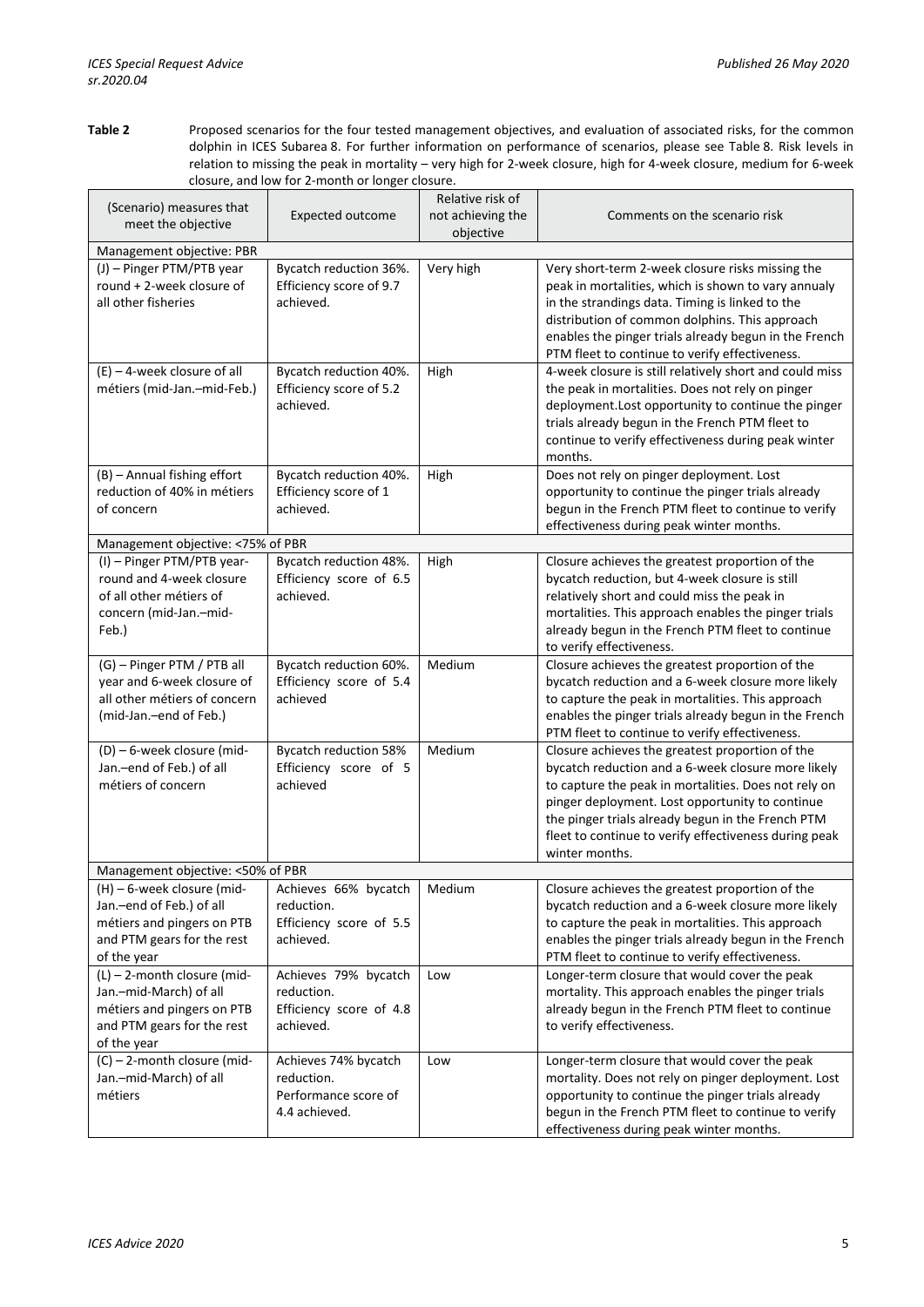**Table 2** Proposed scenarios for the four tested management objectives, and evaluation of associated risks, for the common dolphin in ICES Subarea 8. For further information on performance of scenarios, please see Table 8. Risk levels in relation to missing the peak in mortality – very high for 2-week closure, high for 4-week closure, medium for 6-week closure, and low for 2-month or longer closure.

| (Scenario) measures that meet the objective | Expected outcome | Relative risk of not achieving the objective | Comments on the scenario risk |
|---|---|---|---|
| Management objective: PBR | | | |
| (J) – Pinger PTM/PTB year round + 2-week closure of all other fisheries | Bycatch reduction 36%. Efficiency score of 9.7 achieved. | Very high | Very short-term 2-week closure risks missing the peak in mortalities, which is shown to vary annualy in the strandings data. Timing is linked to the distribution of common dolphins. This approach enables the pinger trials already begun in the French PTM fleet to continue to verify effectiveness. |
| (E) – 4-week closure of all métiers (mid-Jan.–mid-Feb.) | Bycatch reduction 40%. Efficiency score of 5.2 achieved. | High | 4-week closure is still relatively short and could miss the peak in mortalities. Does not rely on pinger deployment.Lost opportunity to continue the pinger trials already begun in the French PTM fleet to continue to verify effectiveness during peak winter months. |
| (B) – Annual fishing effort reduction of 40% in métiers of concern | Bycatch reduction 40%. Efficiency score of 1 achieved. | High | Does not rely on pinger deployment. Lost opportunity to continue the pinger trials already begun in the French PTM fleet to continue to verify effectiveness during peak winter months. |
| Management objective: <75% of PBR | | | |
| (I) – Pinger PTM/PTB year-round and 4-week closure of all other métiers of concern (mid-Jan.–mid-Feb.) | Bycatch reduction 48%. Efficiency score of 6.5 achieved. | High | Closure achieves the greatest proportion of the bycatch reduction, but 4-week closure is still relatively short and could miss the peak in mortalities. This approach enables the pinger trials already begun in the French PTM fleet to continue to verify effectiveness. |
| (G) – Pinger PTM / PTB all year and 6-week closure of all other métiers of concern (mid-Jan.–end of Feb.) | Bycatch reduction 60%. Efficiency score of 5.4 achieved | Medium | Closure achieves the greatest proportion of the bycatch reduction and a 6-week closure more likely to capture the peak in mortalities. This approach enables the pinger trials already begun in the French PTM fleet to continue to verify effectiveness. |
| (D) – 6-week closure (mid-Jan.–end of Feb.) of all métiers of concern | Bycatch reduction 58% Efficiency score of 5 achieved | Medium | Closure achieves the greatest proportion of the bycatch reduction and a 6-week closure more likely to capture the peak in mortalities. Does not rely on pinger deployment. Lost opportunity to continue the pinger trials already begun in the French PTM fleet to continue to verify effectiveness during peak winter months. |
| Management objective: <50% of PBR | | | |
| (H) – 6-week closure (mid-Jan.–end of Feb.) of all métiers and pingers on PTB and PTM gears for the rest of the year | Achieves 66% bycatch reduction. Efficiency score of 5.5 achieved. | Medium | Closure achieves the greatest proportion of the bycatch reduction and a 6-week closure more likely to capture the peak in mortalities. This approach enables the pinger trials already begun in the French PTM fleet to continue to verify effectiveness. |
| (L) – 2-month closure (mid-Jan.–mid-March) of all métiers and pingers on PTB and PTM gears for the rest of the year | Achieves 79% bycatch reduction. Efficiency score of 4.8 achieved. | Low | Longer-term closure that would cover the peak mortality. This approach enables the pinger trials already begun in the French PTM fleet to continue to verify effectiveness. |
| (C) – 2-month closure (mid-Jan.–mid-March) of all métiers | Achieves 74% bycatch reduction. Performance score of 4.4 achieved. | Low | Longer-term closure that would cover the peak mortality. Does not rely on pinger deployment. Lost opportunity to continue the pinger trials already begun in the French PTM fleet to continue to verify effectiveness during peak winter months. |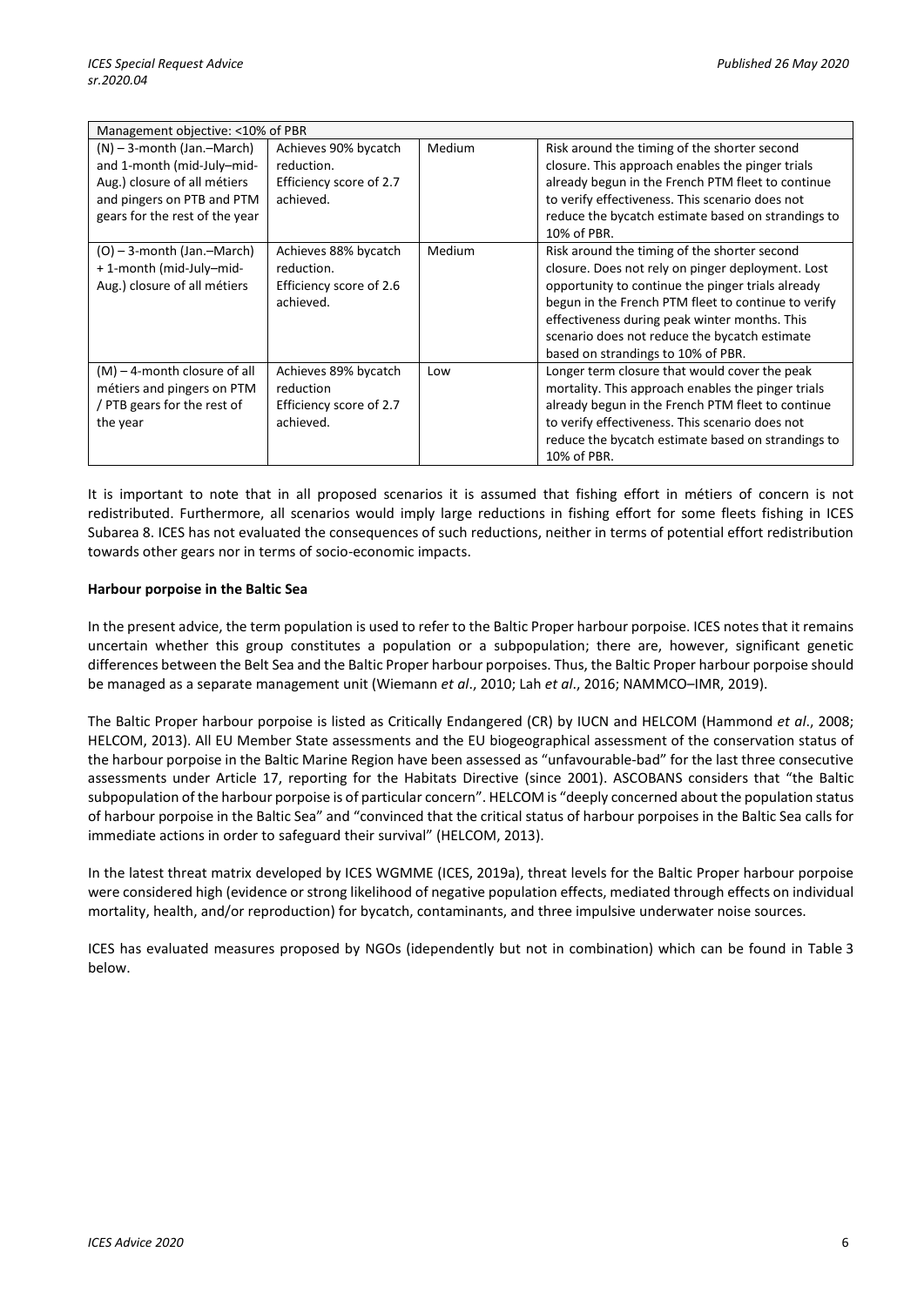| Management objective: <10% of PBR | | | |
|---|---|---|---|
| (N) – 3-month (Jan.–March) and 1-month (mid-July–mid-Aug.) closure of all métiers and pingers on PTB and PTM gears for the rest of the year | Achieves 90% bycatch reduction. Efficiency score of 2.7 achieved. | Medium | Risk around the timing of the shorter second closure. This approach enables the pinger trials already begun in the French PTM fleet to continue to verify effectiveness. This scenario does not reduce the bycatch estimate based on strandings to 10% of PBR. |
| (O) – 3-month (Jan.–March) + 1-month (mid-July–mid-Aug.) closure of all métiers | Achieves 88% bycatch reduction. Efficiency score of 2.6 achieved. | Medium | Risk around the timing of the shorter second closure. Does not rely on pinger deployment. Lost opportunity to continue the pinger trials already begun in the French PTM fleet to continue to verify effectiveness during peak winter months. This scenario does not reduce the bycatch estimate based on strandings to 10% of PBR. |
| (M) – 4-month closure of all métiers and pingers on PTM / PTB gears for the rest of the year | Achieves 89% bycatch reduction Efficiency score of 2.7 achieved. | Low | Longer term closure that would cover the peak mortality. This approach enables the pinger trials already begun in the French PTM fleet to continue to verify effectiveness. This scenario does not reduce the bycatch estimate based on strandings to 10% of PBR. |

It is important to note that in all proposed scenarios it is assumed that fishing effort in métiers of concern is not redistributed. Furthermore, all scenarios would imply large reductions in fishing effort for some fleets fishing in ICES Subarea 8. ICES has not evaluated the consequences of such reductions, neither in terms of potential effort redistribution towards other gears nor in terms of socio-economic impacts.

**Harbour porpoise in the Baltic Sea**

In the present advice, the term population is used to refer to the Baltic Proper harbour porpoise. ICES notes that it remains uncertain whether this group constitutes a population or a subpopulation; there are, however, significant genetic differences between the Belt Sea and the Baltic Proper harbour porpoises. Thus, the Baltic Proper harbour porpoise should be managed as a separate management unit (Wiemann *et al*., 2010; Lah *et al*., 2016; NAMMCO–IMR, 2019).

The Baltic Proper harbour porpoise is listed as Critically Endangered (CR) by IUCN and HELCOM (Hammond *et al*., 2008; HELCOM, 2013). All EU Member State assessments and the EU biogeographical assessment of the conservation status of the harbour porpoise in the Baltic Marine Region have been assessed as "unfavourable-bad" for the last three consecutive assessments under Article 17, reporting for the Habitats Directive (since 2001). ASCOBANS considers that "the Baltic subpopulation of the harbour porpoise is of particular concern". HELCOM is "deeply concerned about the population status of harbour porpoise in the Baltic Sea" and "convinced that the critical status of harbour porpoises in the Baltic Sea calls for immediate actions in order to safeguard their survival" (HELCOM, 2013).

In the latest threat matrix developed by ICES WGMME (ICES, 2019a), threat levels for the Baltic Proper harbour porpoise were considered high (evidence or strong likelihood of negative population effects, mediated through effects on individual mortality, health, and/or reproduction) for bycatch, contaminants, and three impulsive underwater noise sources.

ICES has evaluated measures proposed by NGOs (independently but not in combination) which can be found in Table 3 below.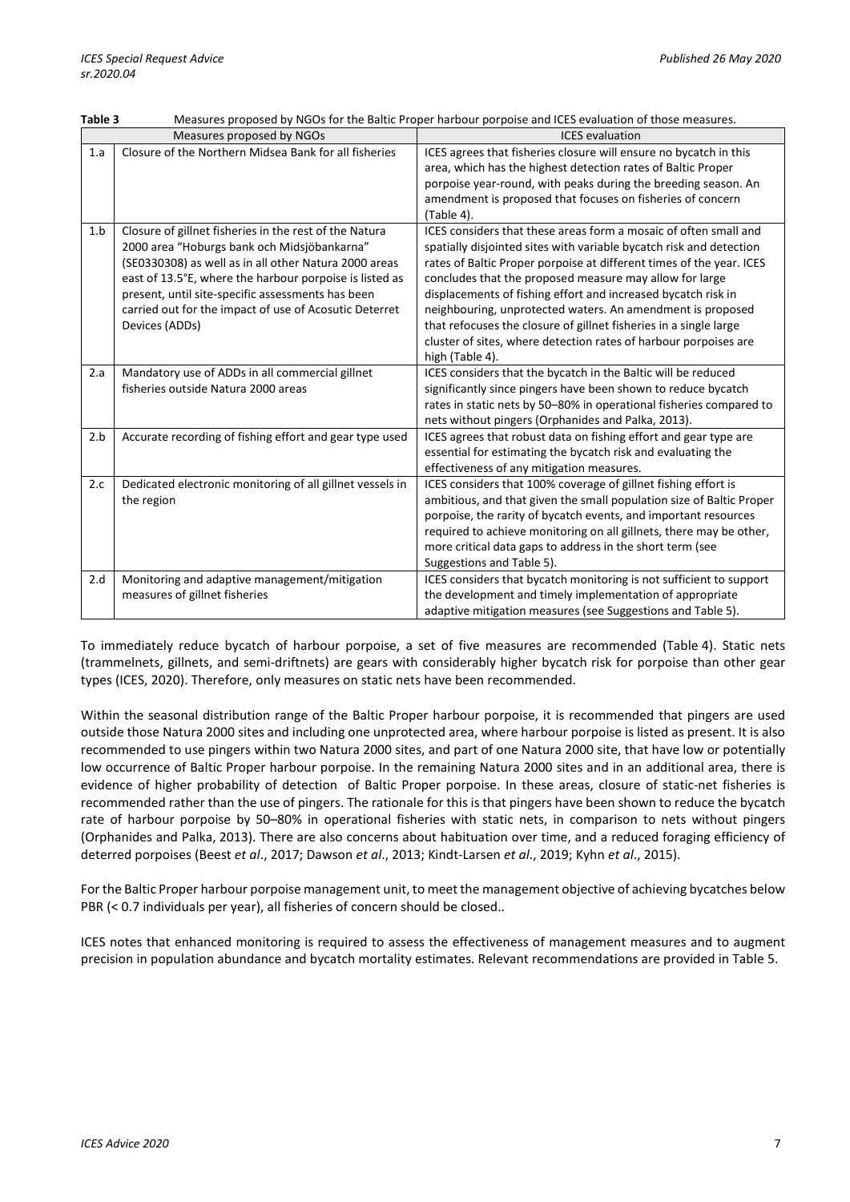**Table 3** Measures proposed by NGOs for the Baltic Proper harbour porpoise and ICES evaluation of those measures.

| | Measures proposed by NGOs | ICES evaluation |
|---|---|---|
| 1.a | Closure of the Northern Midsea Bank for all fisheries | ICES agrees that fisheries closure will ensure no bycatch in this area, which has the highest detection rates of Baltic Proper porpoise year-round, with peaks during the breeding season. An amendment is proposed that focuses on fisheries of concern (Table 4). |
| 1.b | Closure of gillnet fisheries in the rest of the Natura 2000 area "Hoburgs bank och Midsjöbankarna" (SE0330308) as well as in all other Natura 2000 areas east of 13.5°E, where the harbour porpoise is listed as present, until site-specific assessments has been carried out for the impact of use of Acosutic Deterret Devices (ADDs) | ICES considers that these areas form a mosaic of often small and spatially disjointed sites with variable bycatch risk and detection rates of Baltic Proper porpoise at different times of the year. ICES concludes that the proposed measure may allow for large displacements of fishing effort and increased bycatch risk in neighbouring, unprotected waters. An amendment is proposed that refocuses the closure of gillnet fisheries in a single large cluster of sites, where detection rates of harbour porpoises are high (Table 4). |
| 2.a | Mandatory use of ADDs in all commercial gillnet fisheries outside Natura 2000 areas | ICES considers that the bycatch in the Baltic will be reduced significantly since pingers have been shown to reduce bycatch rates in static nets by 50–80% in operational fisheries compared to nets without pingers (Orphanides and Palka, 2013). |
| 2.b | Accurate recording of fishing effort and gear type used | ICES agrees that robust data on fishing effort and gear type are essential for estimating the bycatch risk and evaluating the effectiveness of any mitigation measures. |
| 2.c | Dedicated electronic monitoring of all gillnet vessels in the region | ICES considers that 100% coverage of gillnet fishing effort is ambitious, and that given the small population size of Baltic Proper porpoise, the rarity of bycatch events, and important resources required to achieve monitoring on all gillnets, there may be other, more critical data gaps to address in the short term (see Suggestions and Table 5). |
| 2.d | Monitoring and adaptive management/mitigation measures of gillnet fisheries | ICES considers that bycatch monitoring is not sufficient to support the development and timely implementation of appropriate adaptive mitigation measures (see Suggestions and Table 5). |

To immediately reduce bycatch of harbour porpoise, a set of five measures are recommended (Table 4). Static nets (trammelnets, gillnets, and semi-driftnets) are gears with considerably higher bycatch risk for porpoise than other gear types (ICES, 2020). Therefore, only measures on static nets have been recommended.

Within the seasonal distribution range of the Baltic Proper harbour porpoise, it is recommended that pingers are used outside those Natura 2000 sites and including one unprotected area, where harbour porpoise is listed as present. It is also recommended to use pingers within two Natura 2000 sites, and part of one Natura 2000 site, that have low or potentially low occurrence of Baltic Proper harbour porpoise. In the remaining Natura 2000 sites and in an additional area, there is evidence of higher probability of detection of Baltic Proper porpoise. In these areas, closure of static-net fisheries is recommended rather than the use of pingers. The rationale for this is that pingers have been shown to reduce the bycatch rate of harbour porpoise by 50–80% in operational fisheries with static nets, in comparison to nets without pingers (Orphanides and Palka, 2013). There are also concerns about habituation over time, and a reduced foraging efficiency of deterred porpoises (Beest *et al*., 2017; Dawson *et al*., 2013; Kindt-Larsen *et al*., 2019; Kyhn *et al*., 2015).

For the Baltic Proper harbour porpoise management unit, to meet the management objective of achieving bycatches below PBR (< 0.7 individuals per year), all fisheries of concern should be closed..

ICES notes that enhanced monitoring is required to assess the effectiveness of management measures and to augment precision in population abundance and bycatch mortality estimates. Relevant recommendations are provided in Table 5.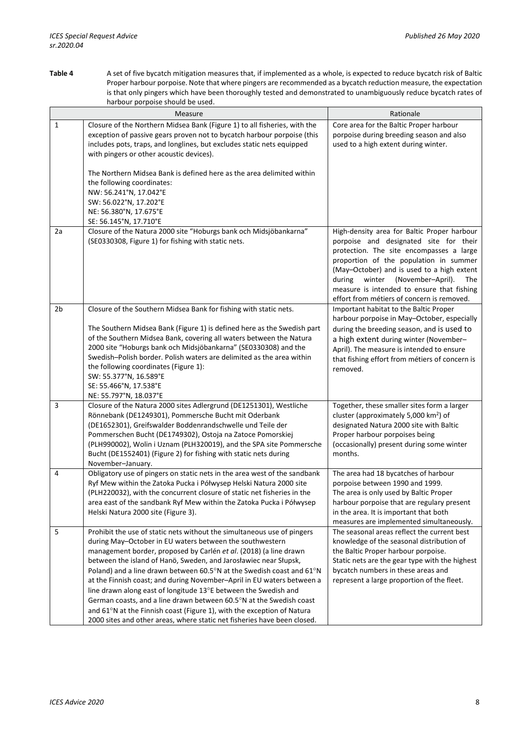**Table 4** A set of five bycatch mitigation measures that, if implemented as a whole, is expected to reduce bycatch risk of Baltic Proper harbour porpoise. Note that where pingers are recommended as a bycatch reduction measure, the expectation is that only pingers which have been thoroughly tested and demonstrated to unambiguously reduce bycatch rates of harbour porpoise should be used.

| | Measure | Rationale |
|---|---|---|
| 1 | Closure of the Northern Midsea Bank (Figure 1) to all fisheries, with the exception of passive gears proven not to bycatch harbour porpoise (this includes pots, traps, and longlines, but excludes static nets equipped with pingers or other acoustic devices).<br><br>The Northern Midsea Bank is defined here as the area delimited within the following coordinates:<br>NW: 56.241°N, 17.042°E<br>SW: 56.022°N, 17.202°E<br>NE: 56.380°N, 17.675°E<br>SE: 56.145°N, 17.710°E | Core area for the Baltic Proper harbour porpoise during breeding season and also used to a high extent during winter. |
| 2a | Closure of the Natura 2000 site "Hoburgs bank och Midsjöbankarna" (SE0330308, Figure 1) for fishing with static nets. | High-density area for Baltic Proper harbour porpoise and designated site for their protection. The site encompasses a large proportion of the population in summer (May–October) and is used to a high extent during winter (November–April). The measure is intended to ensure that fishing effort from métiers of concern is removed. |
| 2b | Closure of the Southern Midsea Bank for fishing with static nets.<br><br>The Southern Midsea Bank (Figure 1) is defined here as the Swedish part of the Southern Midsea Bank, covering all waters between the Natura 2000 site "Hoburgs bank och Midsjöbankarna" (SE0330308) and the Swedish–Polish border. Polish waters are delimited as the area within the following coordinates (Figure 1):<br>SW: 55.377°N, 16.589°E<br>SE: 55.466°N, 17.538°E<br>NE: 55.797°N, 18.037°E | Important habitat to the Baltic Proper harbour porpoise in May–October, especially during the breeding season, and is used to a high extent during winter (November–April). The measure is intended to ensure that fishing effort from métiers of concern is removed. |
| 3 | Closure of the Natura 2000 sites Adlergrund (DE1251301), Westliche Rönnebank (DE1249301), Pommersche Bucht mit Oderbank (DE1652301), Greifswalder Boddenrandschwelle und Teile der Pommerschen Bucht (DE1749302), Ostoja na Zatoce Pomorskiej (PLH990002), Wolin i Uznam (PLH320019), and the SPA site Pommersche Bucht (DE1552401) (Figure 2) for fishing with static nets during November–January. | Together, these smaller sites form a larger cluster (approximately 5,000 km$^2$) of designated Natura 2000 site with Baltic Proper harbour porpoises being (occasionally) present during some winter months. |
| 4 | Obligatory use of pingers on static nets in the area west of the sandbank Ryf Mew within the Zatoka Pucka i Półwysep Helski Natura 2000 site (PLH220032), with the concurrent closure of static net fisheries in the area east of the sandbank Ryf Mew within the Zatoka Pucka i Półwysep Helski Natura 2000 site (Figure 3). | The area had 18 bycatches of harbour porpoise between 1990 and 1999.<br>The area is only used by Baltic Proper harbour porpoise that are regulary present in the area. It is important that both measures are implemented simultaneously. |
| 5 | Prohibit the use of static nets without the simultaneous use of pingers during May–October in EU waters between the southwestern management border, proposed by Carlén *et al*. (2018) (a line drawn between the island of Hanö, Sweden, and Jarosławiec near Słupsk, Poland) and a line drawn between 60.5°N at the Swedish coast and 61°N at the Finnish coast; and during November–April in EU waters between a line drawn along east of longitude 13°E between the Swedish and German coasts, and a line drawn between 60.5°N at the Swedish coast and 61°N at the Finnish coast (Figure 1), with the exception of Natura 2000 sites and other areas, where static net fisheries have been closed. | The seasonal areas reflect the current best knowledge of the seasonal distribution of the Baltic Proper harbour porpoise.<br>Static nets are the gear type with the highest bycatch numbers in these areas and represent a large proportion of the fleet. |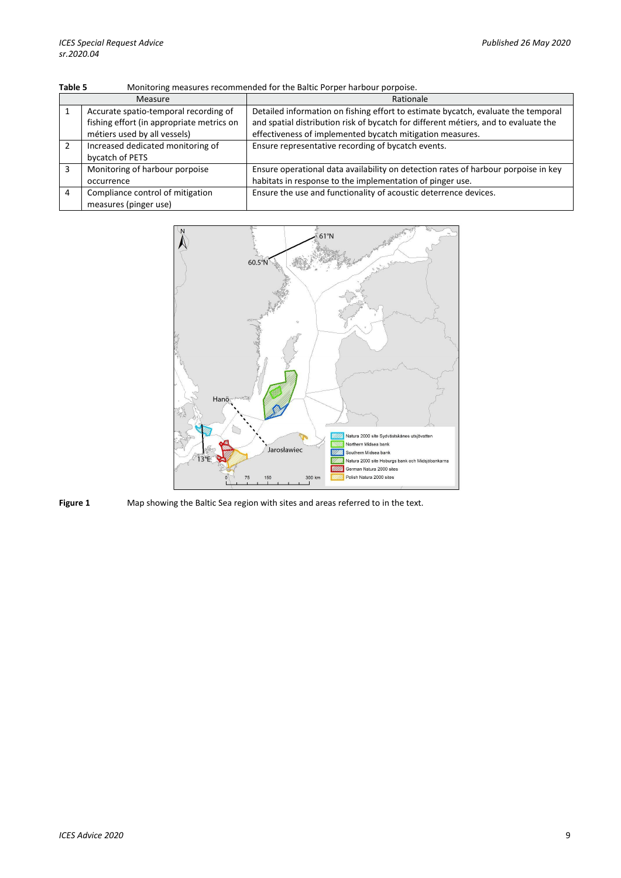**Table 5** Monitoring measures recommended for the Baltic Porper harbour porpoise.

| | Measure | Rationale |
|---|---|---|
| 1 | Accurate spatio-temporal recording of fishing effort (in appropriate metrics on métiers used by all vessels) | Detailed information on fishing effort to estimate bycatch, evaluate the temporal and spatial distribution risk of bycatch for different métiers, and to evaluate the effectiveness of implemented bycatch mitigation measures. |
| 2 | Increased dedicated monitoring of bycatch of PETS | Ensure representative recording of bycatch events. |
| 3 | Monitoring of harbour porpoise occurrence | Ensure operational data availability on detection rates of harbour porpoise in key habitats in response to the implementation of pinger use. |
| 4 | Compliance control of mitigation measures (pinger use) | Ensure the use and functionality of acoustic deterrence devices. |

**Figure 1** Map showing the Baltic Sea region with sites and areas referred to in the text.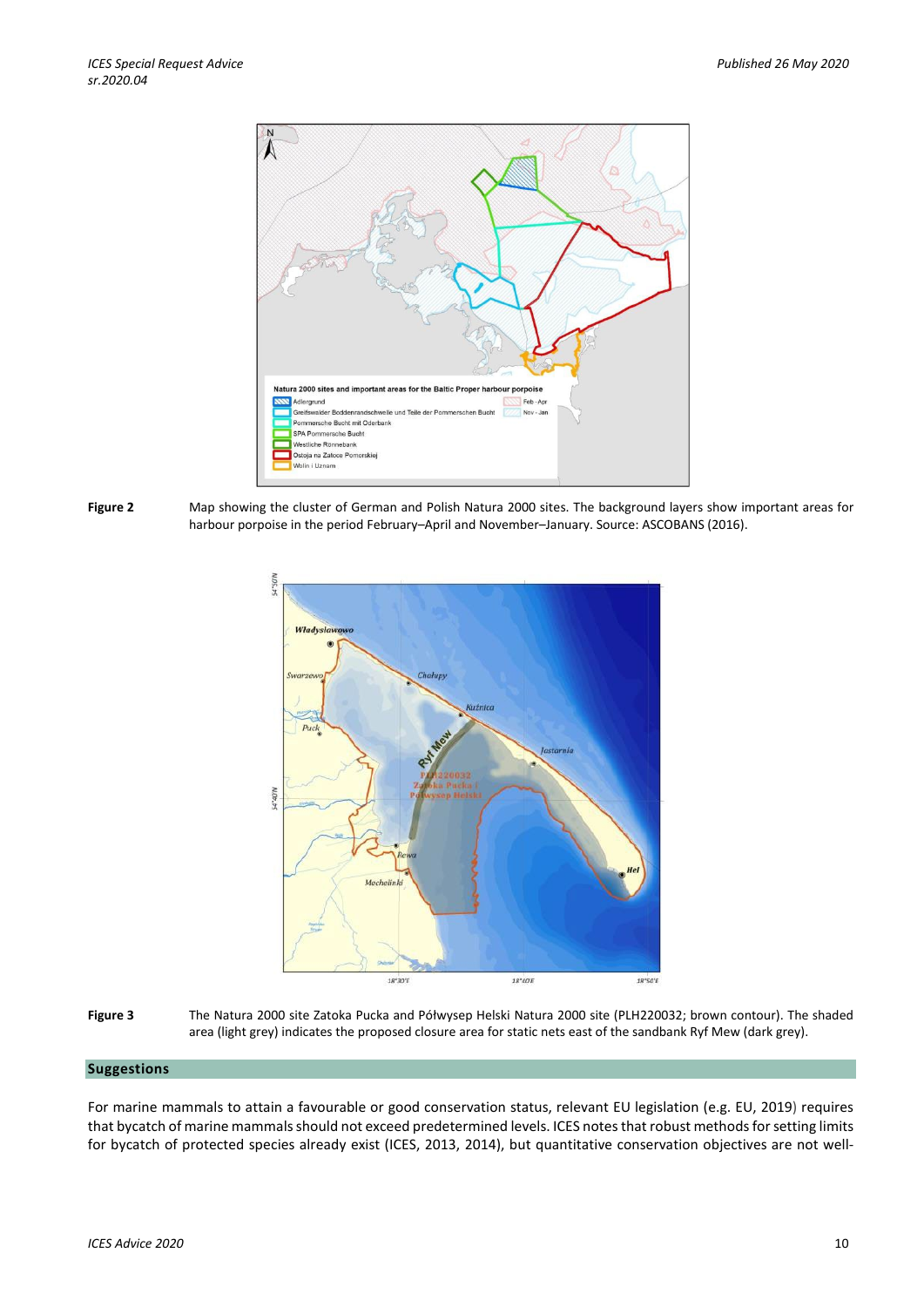**Figure 2** Map showing the cluster of German and Polish Natura 2000 sites. The background layers show important areas for harbour porpoise in the period February–April and November–January. Source: ASCOBANS (2016).

**Figure 3** The Natura 2000 site Zatoka Pucka and Półwysep Helski Natura 2000 site (PLH220032; brown contour). The shaded area (light grey) indicates the proposed closure area for static nets east of the sandbank Ryf Mew (dark grey).

## Suggestions

For marine mammals to attain a favourable or good conservation status, relevant EU legislation (e.g. EU, 2019) requires that bycatch of marine mammals should not exceed predetermined levels. ICES notes that robust methods for setting limits for bycatch of protected species already exist (ICES, 2013, 2014), but quantitative conservation objectives are not well-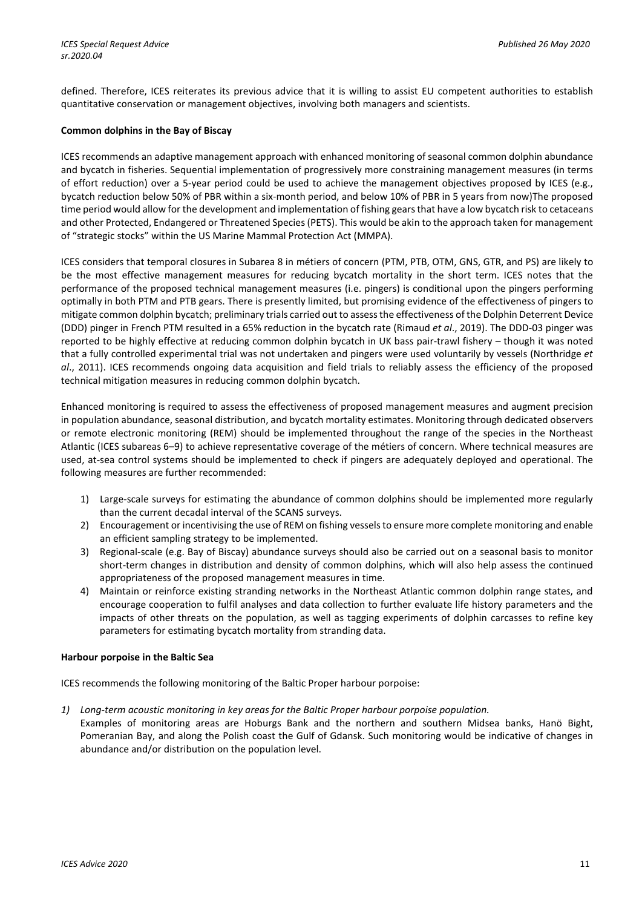defined. Therefore, ICES reiterates its previous advice that it is willing to assist EU competent authorities to establish quantitative conservation or management objectives, involving both managers and scientists.

**Common dolphins in the Bay of Biscay**

ICES recommends an adaptive management approach with enhanced monitoring of seasonal common dolphin abundance and bycatch in fisheries. Sequential implementation of progressively more constraining management measures (in terms of effort reduction) over a 5-year period could be used to achieve the management objectives proposed by ICES (e.g., bycatch reduction below 50% of PBR within a six-month period, and below 10% of PBR in 5 years from now)The proposed time period would allow for the development and implementation of fishing gears that have a low bycatch risk to cetaceans and other Protected, Endangered or Threatened Species (PETS). This would be akin to the approach taken for management of "strategic stocks" within the US Marine Mammal Protection Act (MMPA).

ICES considers that temporal closures in Subarea 8 in métiers of concern (PTM, PTB, OTM, GNS, GTR, and PS) are likely to be the most effective management measures for reducing bycatch mortality in the short term. ICES notes that the performance of the proposed technical management measures (i.e. pingers) is conditional upon the pingers performing optimally in both PTM and PTB gears. There is presently limited, but promising evidence of the effectiveness of pingers to mitigate common dolphin bycatch; preliminary trials carried out to assess the effectiveness of the Dolphin Deterrent Device (DDD) pinger in French PTM resulted in a 65% reduction in the bycatch rate (Rimaud *et al*., 2019). The DDD-03 pinger was reported to be highly effective at reducing common dolphin bycatch in UK bass pair-trawl fishery – though it was noted that a fully controlled experimental trial was not undertaken and pingers were used voluntarily by vessels (Northridge *et al*., 2011). ICES recommends ongoing data acquisition and field trials to reliably assess the efficiency of the proposed technical mitigation measures in reducing common dolphin bycatch.

Enhanced monitoring is required to assess the effectiveness of proposed management measures and augment precision in population abundance, seasonal distribution, and bycatch mortality estimates. Monitoring through dedicated observers or remote electronic monitoring (REM) should be implemented throughout the range of the species in the Northeast Atlantic (ICES subareas 6–9) to achieve representative coverage of the métiers of concern. Where technical measures are used, at-sea control systems should be implemented to check if pingers are adequately deployed and operational. The following measures are further recommended:

1) Large-scale surveys for estimating the abundance of common dolphins should be implemented more regularly than the current decadal interval of the SCANS surveys.
2) Encouragement or incentivising the use of REM on fishing vessels to ensure more complete monitoring and enable an efficient sampling strategy to be implemented.
3) Regional-scale (e.g. Bay of Biscay) abundance surveys should also be carried out on a seasonal basis to monitor short-term changes in distribution and density of common dolphins, which will also help assess the continued appropriateness of the proposed management measures in time.
4) Maintain or reinforce existing stranding networks in the Northeast Atlantic common dolphin range states, and encourage cooperation to fulfil analyses and data collection to further evaluate life history parameters and the impacts of other threats on the population, as well as tagging experiments of dolphin carcasses to refine key parameters for estimating bycatch mortality from stranding data.

**Harbour porpoise in the Baltic Sea**

ICES recommends the following monitoring of the Baltic Proper harbour porpoise:

1) *Long-term acoustic monitoring in key areas for the Baltic Proper harbour porpoise population.*
   Examples of monitoring areas are Hoburgs Bank and the northern and southern Midsea banks, Hanö Bight, Pomeranian Bay, and along the Polish coast the Gulf of Gdansk. Such monitoring would be indicative of changes in abundance and/or distribution on the population level.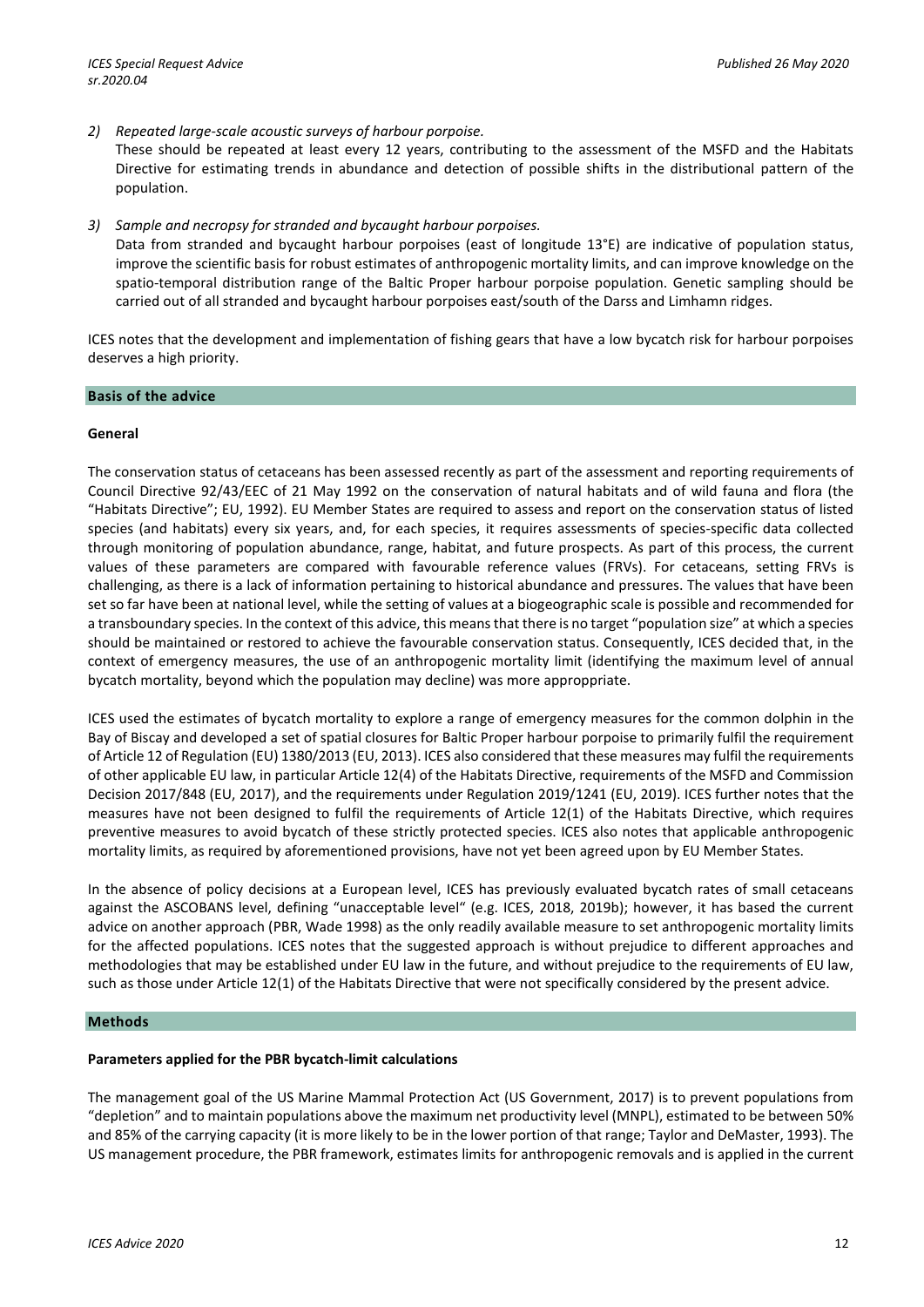2) *Repeated large-scale acoustic surveys of harbour porpoise.*
   These should be repeated at least every 12 years, contributing to the assessment of the MSFD and the Habitats Directive for estimating trends in abundance and detection of possible shifts in the distributional pattern of the population.

3) *Sample and necropsy for stranded and bycaught harbour porpoises.*
   Data from stranded and bycaught harbour porpoises (east of longitude 13°E) are indicative of population status, improve the scientific basis for robust estimates of anthropogenic mortality limits, and can improve knowledge on the spatio-temporal distribution range of the Baltic Proper harbour porpoise population. Genetic sampling should be carried out of all stranded and bycaught harbour porpoises east/south of the Darss and Limhamn ridges.

ICES notes that the development and implementation of fishing gears that have a low bycatch risk for harbour porpoises deserves a high priority.

## Basis of the advice

### General

The conservation status of cetaceans has been assessed recently as part of the assessment and reporting requirements of Council Directive 92/43/EEC of 21 May 1992 on the conservation of natural habitats and of wild fauna and flora (the "Habitats Directive"; EU, 1992). EU Member States are required to assess and report on the conservation status of listed species (and habitats) every six years, and, for each species, it requires assessments of species-specific data collected through monitoring of population abundance, range, habitat, and future prospects. As part of this process, the current values of these parameters are compared with favourable reference values (FRVs). For cetaceans, setting FRVs is challenging, as there is a lack of information pertaining to historical abundance and pressures. The values that have been set so far have been at national level, while the setting of values at a biogeographic scale is possible and recommended for a transboundary species. In the context of this advice, this means that there is no target "population size" at which a species should be maintained or restored to achieve the favourable conservation status. Consequently, ICES decided that, in the context of emergency measures, the use of an anthropogenic mortality limit (identifying the maximum level of annual bycatch mortality, beyond which the population may decline) was more approppriate.

ICES used the estimates of bycatch mortality to explore a range of emergency measures for the common dolphin in the Bay of Biscay and developed a set of spatial closures for Baltic Proper harbour porpoise to primarily fulfil the requirement of Article 12 of Regulation (EU) 1380/2013 (EU, 2013). ICES also considered that these measures may fulfil the requirements of other applicable EU law, in particular Article 12(4) of the Habitats Directive, requirements of the MSFD and Commission Decision 2017/848 (EU, 2017), and the requirements under Regulation 2019/1241 (EU, 2019). ICES further notes that the measures have not been designed to fulfil the requirements of Article 12(1) of the Habitats Directive, which requires preventive measures to avoid bycatch of these strictly protected species. ICES also notes that applicable anthropogenic mortality limits, as required by aforementioned provisions, have not yet been agreed upon by EU Member States.

In the absence of policy decisions at a European level, ICES has previously evaluated bycatch rates of small cetaceans against the ASCOBANS level, defining "unacceptable level" (e.g. ICES, 2018, 2019b); however, it has based the current advice on another approach (PBR, Wade 1998) as the only readily available measure to set anthropogenic mortality limits for the affected populations. ICES notes that the suggested approach is without prejudice to different approaches and methodologies that may be established under EU law in the future, and without prejudice to the requirements of EU law, such as those under Article 12(1) of the Habitats Directive that were not specifically considered by the present advice.

## Methods

### Parameters applied for the PBR bycatch-limit calculations

The management goal of the US Marine Mammal Protection Act (US Government, 2017) is to prevent populations from "depletion" and to maintain populations above the maximum net productivity level (MNPL), estimated to be between 50% and 85% of the carrying capacity (it is more likely to be in the lower portion of that range; Taylor and DeMaster, 1993). The US management procedure, the PBR framework, estimates limits for anthropogenic removals and is applied in the current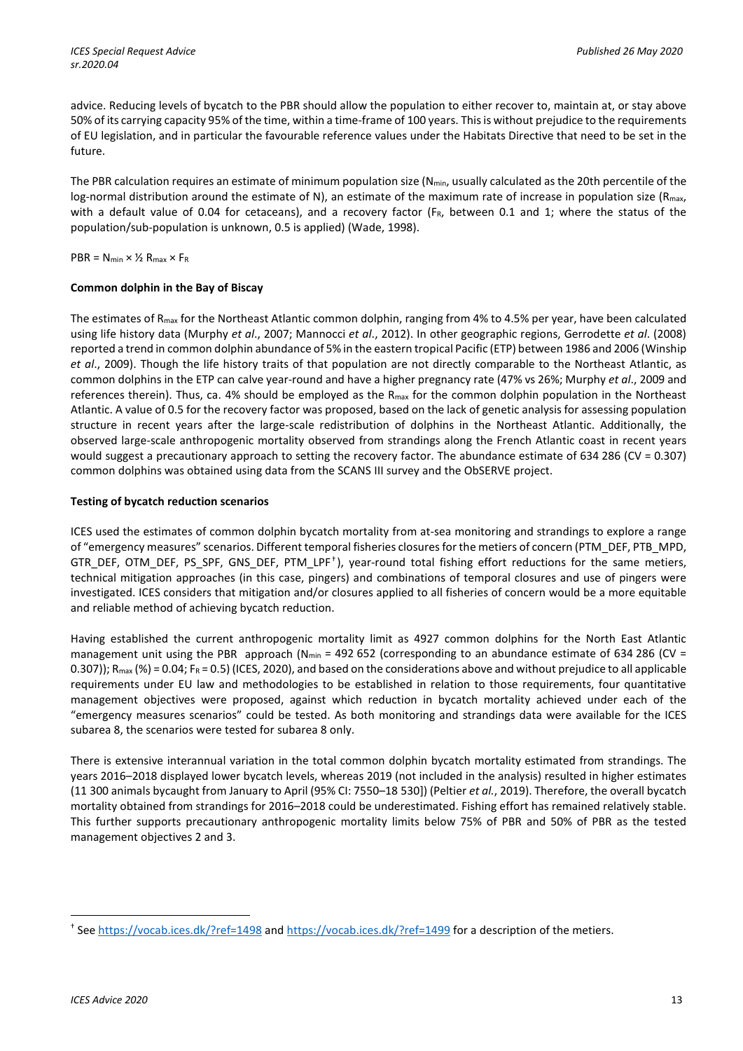advice. Reducing levels of bycatch to the PBR should allow the population to either recover to, maintain at, or stay above 50% of its carrying capacity 95% of the time, within a time-frame of 100 years. This is without prejudice to the requirements of EU legislation, and in particular the favourable reference values under the Habitats Directive that need to be set in the future.

The PBR calculation requires an estimate of minimum population size ($N_{min}$, usually calculated as the 20th percentile of the log-normal distribution around the estimate of N), an estimate of the maximum rate of increase in population size ($R_{max}$, with a default value of 0.04 for cetaceans), and a recovery factor ($F_R$, between 0.1 and 1; where the status of the population/sub-population is unknown, 0.5 is applied) (Wade, 1998).

$PBR = N_{min} \times ½ R_{max} \times F_R$

**Common dolphin in the Bay of Biscay**

The estimates of $R_{max}$ for the Northeast Atlantic common dolphin, ranging from 4% to 4.5% per year, have been calculated using life history data (Murphy *et al*., 2007; Mannocci *et al*., 2012). In other geographic regions, Gerrodette *et al*. (2008) reported a trend in common dolphin abundance of 5% in the eastern tropical Pacific (ETP) between 1986 and 2006 (Winship *et al*., 2009). Though the life history traits of that population are not directly comparable to the Northeast Atlantic, as common dolphins in the ETP can calve year-round and have a higher pregnancy rate (47% vs 26%; Murphy *et al*., 2009 and references therein). Thus, ca. 4% should be employed as the $R_{max}$ for the common dolphin population in the Northeast Atlantic. A value of 0.5 for the recovery factor was proposed, based on the lack of genetic analysis for assessing population structure in recent years after the large-scale redistribution of dolphins in the Northeast Atlantic. Additionally, the observed large-scale anthropogenic mortality observed from strandings along the French Atlantic coast in recent years would suggest a precautionary approach to setting the recovery factor. The abundance estimate of 634 286 (CV = 0.307) common dolphins was obtained using data from the SCANS III survey and the ObSERVE project.

**Testing of bycatch reduction scenarios**

ICES used the estimates of common dolphin bycatch mortality from at-sea monitoring and strandings to explore a range of "emergency measures" scenarios. Different temporal fisheries closures for the metiers of concern (PTM_DEF, PTB_MPD, GTR_DEF, OTM_DEF, PS_SPF, GNS_DEF, PTM_LPF[†]), year-round total fishing effort reductions for the same metiers, technical mitigation approaches (in this case, pingers) and combinations of temporal closures and use of pingers were investigated. ICES considers that mitigation and/or closures applied to all fisheries of concern would be a more equitable and reliable method of achieving bycatch reduction.

Having established the current anthropogenic mortality limit as 4927 common dolphins for the North East Atlantic management unit using the PBR approach ($N_{min}$ = 492 652 (corresponding to an abundance estimate of 634 286 (CV = 0.307)); $R_{max}$ (%) = 0.04; $F_R$ = 0.5) (ICES, 2020), and based on the considerations above and without prejudice to all applicable requirements under EU law and methodologies to be established in relation to those requirements, four quantitative management objectives were proposed, against which reduction in bycatch mortality achieved under each of the "emergency measures scenarios" could be tested. As both monitoring and strandings data were available for the ICES subarea 8, the scenarios were tested for subarea 8 only.

There is extensive interannual variation in the total common dolphin bycatch mortality estimated from strandings. The years 2016–2018 displayed lower bycatch levels, whereas 2019 (not included in the analysis) resulted in higher estimates (11 300 animals bycaught from January to April (95% CI: 7550–18 530]) (Peltier *et al.*, 2019). Therefore, the overall bycatch mortality obtained from strandings for 2016–2018 could be underestimated. Fishing effort has remained relatively stable. This further supports precautionary anthropogenic mortality limits below 75% of PBR and 50% of PBR as the tested management objectives 2 and 3.

---

[†] See https://vocab.ices.dk/?ref=1498 and https://vocab.ices.dk/?ref=1499 for a description of the metiers.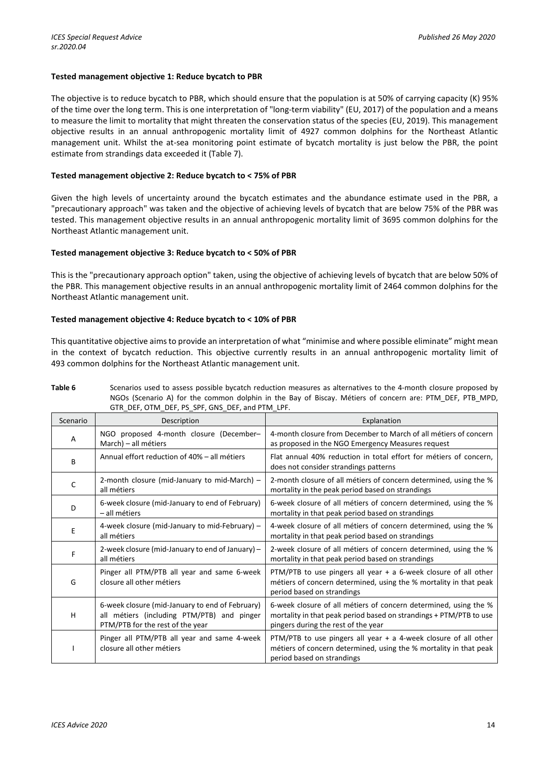**Tested management objective 1: Reduce bycatch to PBR**

The objective is to reduce bycatch to PBR, which should ensure that the population is at 50% of carrying capacity (K) 95% of the time over the long term. This is one interpretation of "long-term viability" (EU, 2017) of the population and a means to measure the limit to mortality that might threaten the conservation status of the species (EU, 2019). This management objective results in an annual anthropogenic mortality limit of 4927 common dolphins for the Northeast Atlantic management unit. Whilst the at-sea monitoring point estimate of bycatch mortality is just below the PBR, the point estimate from strandings data exceeded it (Table 7).

**Tested management objective 2: Reduce bycatch to < 75% of PBR**

Given the high levels of uncertainty around the bycatch estimates and the abundance estimate used in the PBR, a "precautionary approach" was taken and the objective of achieving levels of bycatch that are below 75% of the PBR was tested. This management objective results in an annual anthropogenic mortality limit of 3695 common dolphins for the Northeast Atlantic management unit.

**Tested management objective 3: Reduce bycatch to < 50% of PBR**

This is the "precautionary approach option" taken, using the objective of achieving levels of bycatch that are below 50% of the PBR. This management objective results in an annual anthropogenic mortality limit of 2464 common dolphins for the Northeast Atlantic management unit.

**Tested management objective 4: Reduce bycatch to < 10% of PBR**

This quantitative objective aims to provide an interpretation of what "minimise and where possible eliminate" might mean in the context of bycatch reduction. This objective currently results in an annual anthropogenic mortality limit of 493 common dolphins for the Northeast Atlantic management unit.

**Table 6** Scenarios used to assess possible bycatch reduction measures as alternatives to the 4-month closure proposed by NGOs (Scenario A) for the common dolphin in the Bay of Biscay. Métiers of concern are: PTM_DEF, PTB_MPD, GTR_DEF, OTM_DEF, PS_SPF, GNS_DEF, and PTM_LPF.

| Scenario | Description | Explanation |
|---|---|---|
| A | NGO proposed 4-month closure (December–March) – all métiers | 4-month closure from December to March of all métiers of concern as proposed in the NGO Emergency Measures request |
| B | Annual effort reduction of 40% – all métiers | Flat annual 40% reduction in total effort for métiers of concern, does not consider strandings patterns |
| C | 2-month closure (mid-January to mid-March) – all métiers | 2-month closure of all métiers of concern determined, using the % mortality in the peak period based on strandings |
| D | 6-week closure (mid-January to end of February) – all métiers | 6-week closure of all métiers of concern determined, using the % mortality in that peak period based on strandings |
| E | 4-week closure (mid-January to mid-February) – all métiers | 4-week closure of all métiers of concern determined, using the % mortality in that peak period based on strandings |
| F | 2-week closure (mid-January to end of January) – all métiers | 2-week closure of all métiers of concern determined, using the % mortality in that peak period based on strandings |
| G | Pinger all PTM/PTB all year and same 6-week closure all other métiers | PTM/PTB to use pingers all year + a 6-week closure of all other métiers of concern determined, using the % mortality in that peak period based on strandings |
| H | 6-week closure (mid-January to end of February) all métiers (including PTM/PTB) and pinger PTM/PTB for the rest of the year | 6-week closure of all métiers of concern determined, using the % mortality in that peak period based on strandings + PTM/PTB to use pingers during the rest of the year |
| I | Pinger all PTM/PTB all year and same 4-week closure all other métiers | PTM/PTB to use pingers all year + a 4-week closure of all other métiers of concern determined, using the % mortality in that peak period based on strandings |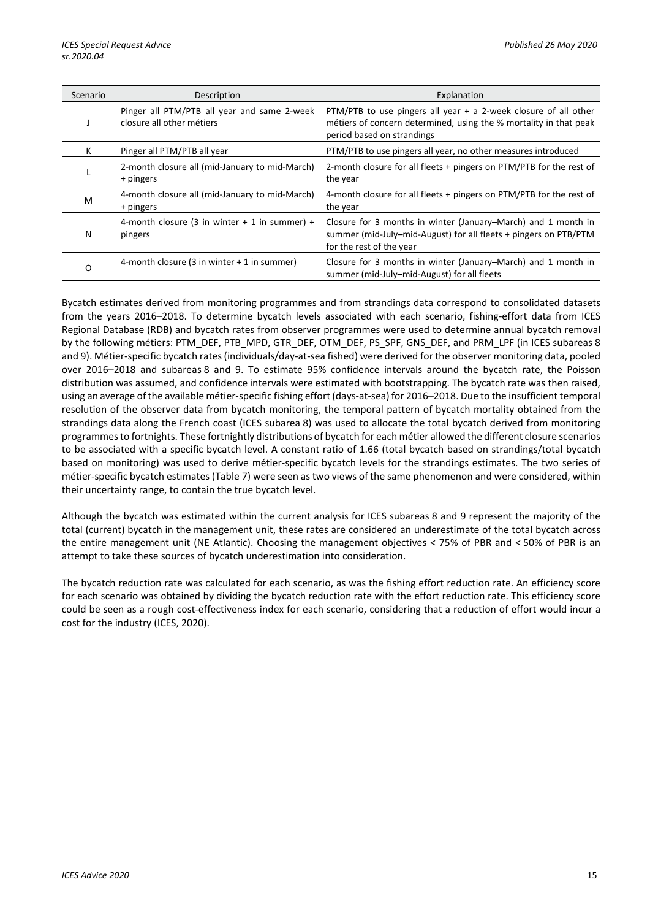| Scenario | Description | Explanation |
|---|---|---|
| J | Pinger all PTM/PTB all year and same 2-week closure all other métiers | PTM/PTB to use pingers all year + a 2-week closure of all other métiers of concern determined, using the % mortality in that peak period based on strandings |
| K | Pinger all PTM/PTB all year | PTM/PTB to use pingers all year, no other measures introduced |
| L | 2-month closure all (mid-January to mid-March) + pingers | 2-month closure for all fleets + pingers on PTM/PTB for the rest of the year |
| M | 4-month closure all (mid-January to mid-March) + pingers | 4-month closure for all fleets + pingers on PTM/PTB for the rest of the year |
| N | 4-month closure (3 in winter + 1 in summer) + pingers | Closure for 3 months in winter (January–March) and 1 month in summer (mid-July–mid-August) for all fleets + pingers on PTB/PTM for the rest of the year |
| O | 4-month closure (3 in winter + 1 in summer) | Closure for 3 months in winter (January–March) and 1 month in summer (mid-July–mid-August) for all fleets |

Bycatch estimates derived from monitoring programmes and from strandings data correspond to consolidated datasets from the years 2016–2018. To determine bycatch levels associated with each scenario, fishing-effort data from ICES Regional Database (RDB) and bycatch rates from observer programmes were used to determine annual bycatch removal by the following métiers: PTM_DEF, PTB_MPD, GTR_DEF, OTM_DEF, PS_SPF, GNS_DEF, and PRM_LPF (in ICES subareas 8 and 9). Métier-specific bycatch rates (individuals/day-at-sea fished) were derived for the observer monitoring data, pooled over 2016–2018 and subareas 8 and 9. To estimate 95% confidence intervals around the bycatch rate, the Poisson distribution was assumed, and confidence intervals were estimated with bootstrapping. The bycatch rate was then raised, using an average of the available métier-specific fishing effort (days-at-sea) for 2016–2018. Due to the insufficient temporal resolution of the observer data from bycatch monitoring, the temporal pattern of bycatch mortality obtained from the strandings data along the French coast (ICES subarea 8) was used to allocate the total bycatch derived from monitoring programmes to fortnights. These fortnightly distributions of bycatch for each métier allowed the different closure scenarios to be associated with a specific bycatch level. A constant ratio of 1.66 (total bycatch based on strandings/total bycatch based on monitoring) was used to derive métier-specific bycatch levels for the strandings estimates. The two series of métier-specific bycatch estimates (Table 7) were seen as two views of the same phenomenon and were considered, within their uncertainty range, to contain the true bycatch level.

Although the bycatch was estimated within the current analysis for ICES subareas 8 and 9 represent the majority of the total (current) bycatch in the management unit, these rates are considered an underestimate of the total bycatch across the entire management unit (NE Atlantic). Choosing the management objectives < 75% of PBR and < 50% of PBR is an attempt to take these sources of bycatch underestimation into consideration.

The bycatch reduction rate was calculated for each scenario, as was the fishing effort reduction rate. An efficiency score for each scenario was obtained by dividing the bycatch reduction rate with the effort reduction rate. This efficiency score could be seen as a rough cost-effectiveness index for each scenario, considering that a reduction of effort would incur a cost for the industry (ICES, 2020).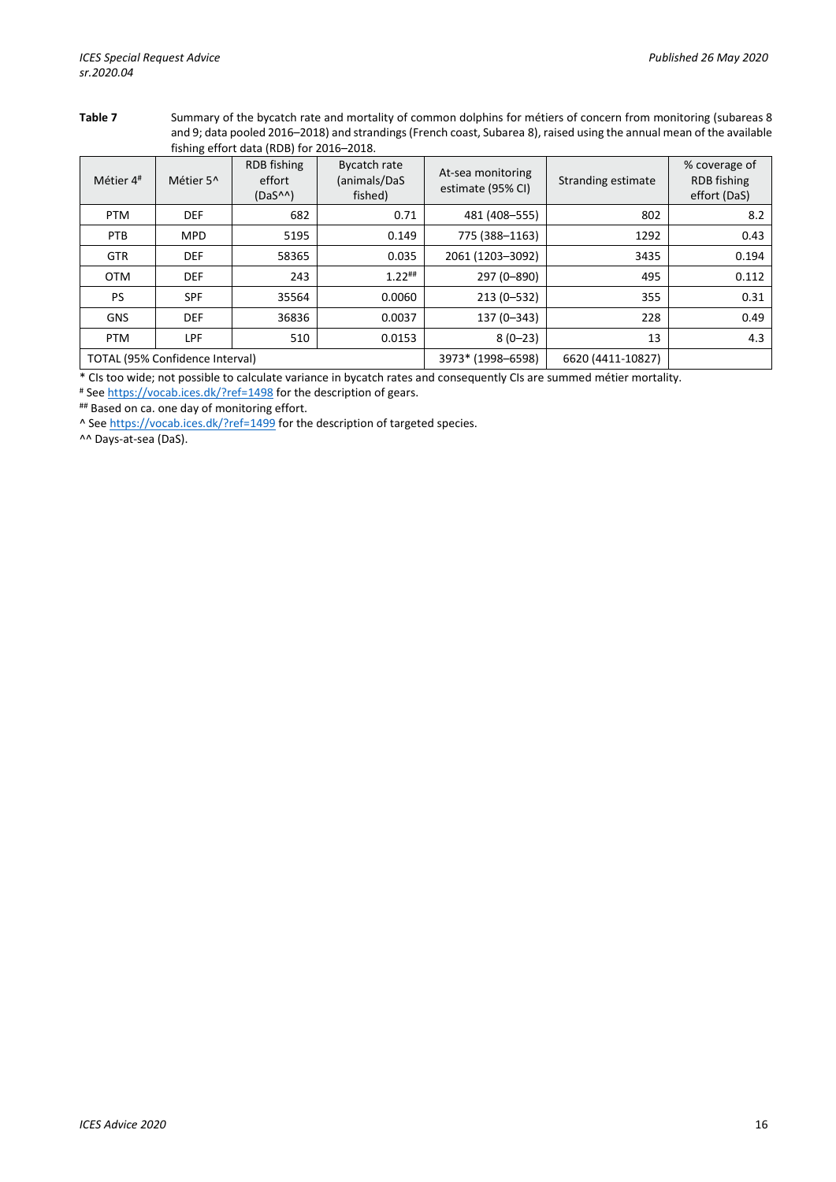**Table 7** Summary of the bycatch rate and mortality of common dolphins for métiers of concern from monitoring (subareas 8 and 9; data pooled 2016–2018) and strandings (French coast, Subarea 8), raised using the annual mean of the available fishing effort data (RDB) for 2016–2018.

| Métier 4[#] | Métier 5^ | RDB fishing effort (DaS^^) | Bycatch rate (animals/DaS fished) | At-sea monitoring estimate (95% CI) | Stranding estimate | % coverage of RDB fishing effort (DaS) |
|---|---|---|---|---|---|---|
| PTM | DEF | 682 | 0.71 | 481 (408–555) | 802 | 8.2 |
| PTB | MPD | 5195 | 0.149 | 775 (388–1163) | 1292 | 0.43 |
| GTR | DEF | 58365 | 0.035 | 2061 (1203–3092) | 3435 | 0.194 |
| OTM | DEF | 243 | 1.22[##] | 297 (0–890) | 495 | 0.112 |
| PS | SPF | 35564 | 0.0060 | 213 (0–532) | 355 | 0.31 |
| GNS | DEF | 36836 | 0.0037 | 137 (0–343) | 228 | 0.49 |
| PTM | LPF | 510 | 0.0153 | 8 (0–23) | 13 | 4.3 |
| TOTAL (95% Confidence Interval) | | | | 3973* (1998–6598) | 6620 (4411-10827) | |

* CIs too wide; not possible to calculate variance in bycatch rates and consequently CIs are summed métier mortality.

[#] See https://vocab.ices.dk/?ref=1498 for the description of gears.

[##] Based on ca. one day of monitoring effort.

^ See https://vocab.ices.dk/?ref=1499 for the description of targeted species.

^^ Days-at-sea (DaS).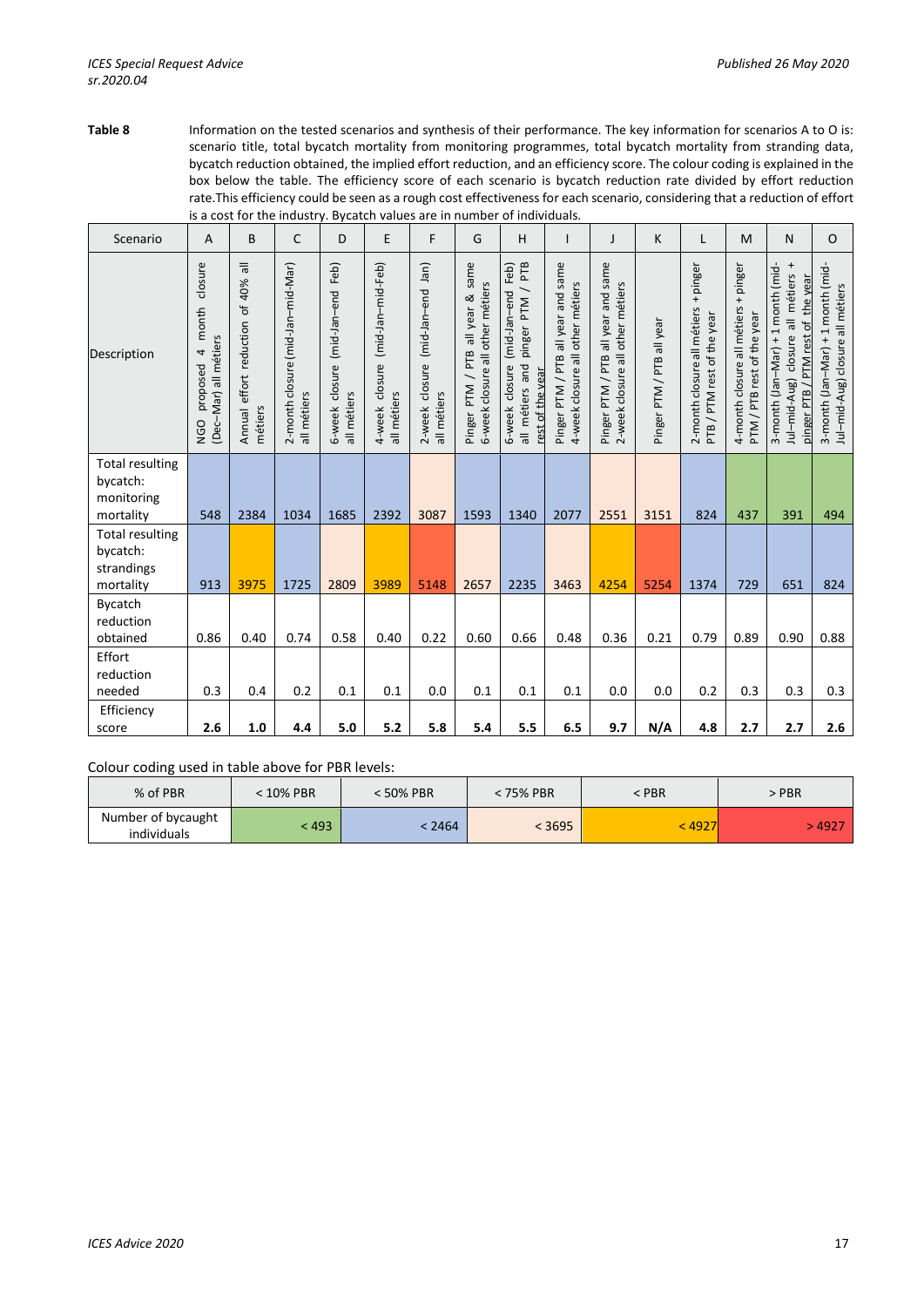**Table 8** Information on the tested scenarios and synthesis of their performance. The key information for scenarios A to O is: scenario title, total bycatch mortality from monitoring programmes, total bycatch mortality from stranding data, bycatch reduction obtained, the implied effort reduction, and an efficiency score. The colour coding is explained in the box below the table. The efficiency score of each scenario is bycatch reduction rate divided by effort reduction rate. This efficiency could be seen as a rough cost effectiveness for each scenario, considering that a reduction of effort is a cost for the industry. Bycatch values are in number of individuals.

| Scenario | A | B | C | D | E | F | G | H | I | J | K | L | M | N | O |
|---|---|---|---|---|---|---|---|---|---|---|---|---|---|---|---|
| Description | NGO proposed 4 month closure (Dec–Mar) all métiers | Annual effort reduction of 40% all métiers | 2-month closure (mid-Jan–mid-Mar) all métiers | 6-week closure (mid-Jan–end Feb) all métiers | 4-week closure (mid-Jan–mid-Feb) all métiers | 2-week closure (mid-Jan–end Jan) all métiers | Pinger PTM / PTB all year & same 6-week closure all other métiers | 6-week closure (mid-Jan–end Feb) all métiers and pinger PTM / PTB rest of the year | Pinger PTM / PTB all year and same 4-week closure all other métiers | Pinger PTM / PTB all year and same 2-week closure all other métiers | Pinger PTM / PTB all year | 2-month closure all métiers + pinger PTB / PTM rest of the year | 4-month closure all métiers + pinger PTM / PTB rest of the year | 3-month (Jan–Mar) + 1 month (mid-Jul–mid-Aug) closure all métiers + pinger PTB / PTM rest of the year | 3-month (Jan–Mar) + 1 month (mid-Jul–mid-Aug) closure all métiers |
| Total resulting bycatch: monitoring mortality | 548 | 2384 | 1034 | 1685 | 2392 | 3087 | 1593 | 1340 | 2077 | 2551 | 3151 | 824 | 437 | 391 | 494 |
| Total resulting bycatch: strandings mortality | 913 | 3975 | 1725 | 2809 | 3989 | 5148 | 2657 | 2235 | 3463 | 4254 | 5254 | 1374 | 729 | 651 | 824 |
| Bycatch reduction obtained | 0.86 | 0.40 | 0.74 | 0.58 | 0.40 | 0.22 | 0.60 | 0.66 | 0.48 | 0.36 | 0.21 | 0.79 | 0.89 | 0.90 | 0.88 |
| Effort reduction needed | 0.3 | 0.4 | 0.2 | 0.1 | 0.1 | 0.0 | 0.1 | 0.1 | 0.1 | 0.0 | 0.0 | 0.2 | 0.3 | 0.3 | 0.3 |
| Efficiency score | **2.6** | **1.0** | **4.4** | **5.0** | **5.2** | **5.8** | **5.4** | **5.5** | **6.5** | **9.7** | **N/A** | **4.8** | **2.7** | **2.7** | **2.6** |

Colour coding used in table above for PBR levels:

| % of PBR | < 10% PBR | < 50% PBR | < 75% PBR | < PBR | > PBR |
|---|---|---|---|---|---|
| Number of bycaught individuals | < 493 | < 2464 | < 3695 | < 4927 | > 4927 |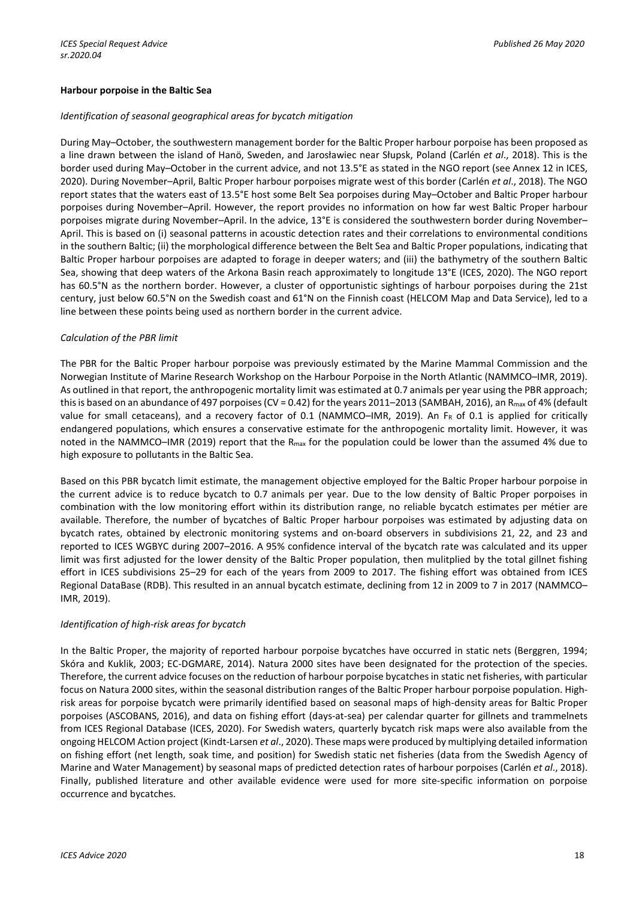**Harbour porpoise in the Baltic Sea**

*Identification of seasonal geographical areas for bycatch mitigation*

During May–October, the southwestern management border for the Baltic Proper harbour porpoise has been proposed as a line drawn between the island of Hanö, Sweden, and Jarosławiec near Słupsk, Poland (Carlén *et al*., 2018). This is the border used during May–October in the current advice, and not 13.5°E as stated in the NGO report (see Annex 12 in ICES, 2020). During November–April, Baltic Proper harbour porpoises migrate west of this border (Carlén *et al*., 2018). The NGO report states that the waters east of 13.5°E host some Belt Sea porpoises during May–October and Baltic Proper harbour porpoises during November–April. However, the report provides no information on how far west Baltic Proper harbour porpoises migrate during November–April. In the advice, 13°E is considered the southwestern border during November–April. This is based on (i) seasonal patterns in acoustic detection rates and their correlations to environmental conditions in the southern Baltic; (ii) the morphological difference between the Belt Sea and Baltic Proper populations, indicating that Baltic Proper harbour porpoises are adapted to forage in deeper waters; and (iii) the bathymetry of the southern Baltic Sea, showing that deep waters of the Arkona Basin reach approximately to longitude 13°E (ICES, 2020). The NGO report has 60.5°N as the northern border. However, a cluster of opportunistic sightings of harbour porpoises during the 21st century, just below 60.5°N on the Swedish coast and 61°N on the Finnish coast (HELCOM Map and Data Service), led to a line between these points being used as northern border in the current advice.

*Calculation of the PBR limit*

The PBR for the Baltic Proper harbour porpoise was previously estimated by the Marine Mammal Commission and the Norwegian Institute of Marine Research Workshop on the Harbour Porpoise in the North Atlantic (NAMMCO–IMR, 2019). As outlined in that report, the anthropogenic mortality limit was estimated at 0.7 animals per year using the PBR approach; this is based on an abundance of 497 porpoises (CV = 0.42) for the years 2011–2013 (SAMBAH, 2016), an $R_{max}$ of 4% (default value for small cetaceans), and a recovery factor of 0.1 (NAMMCO–IMR, 2019). An $F_R$ of 0.1 is applied for critically endangered populations, which ensures a conservative estimate for the anthropogenic mortality limit. However, it was noted in the NAMMCO–IMR (2019) report that the $R_{max}$ for the population could be lower than the assumed 4% due to high exposure to pollutants in the Baltic Sea.

Based on this PBR bycatch limit estimate, the management objective employed for the Baltic Proper harbour porpoise in the current advice is to reduce bycatch to 0.7 animals per year. Due to the low density of Baltic Proper porpoises in combination with the low monitoring effort within its distribution range, no reliable bycatch estimates per métier are available. Therefore, the number of bycatches of Baltic Proper harbour porpoises was estimated by adjusting data on bycatch rates, obtained by electronic monitoring systems and on-board observers in subdivisions 21, 22, and 23 and reported to ICES WGBYC during 2007–2016. A 95% confidence interval of the bycatch rate was calculated and its upper limit was first adjusted for the lower density of the Baltic Proper porpoise population, then mulitplied by the total gillnet fishing effort in ICES subdivisions 25–29 for each of the years from 2009 to 2017. The fishing effort was obtained from ICES Regional DataBase (RDB). This resulted in an annual bycatch estimate, declining from 12 in 2009 to 7 in 2017 (NAMMCO–IMR, 2019).

*Identification of high-risk areas for bycatch*

In the Baltic Proper, the majority of reported harbour porpoise bycatches have occurred in static nets (Berggren, 1994; Skóra and Kuklik, 2003; EC-DGMARE, 2014). Natura 2000 sites have been designated for the protection of the species. Therefore, the current advice focuses on the reduction of harbour porpoise bycatches in static net fisheries, with particular focus on Natura 2000 sites, within the seasonal distribution ranges of the Baltic Proper harbour porpoise population. High-risk areas for porpoise bycatch were primarily identified based on seasonal maps of high-density areas for Baltic Proper porpoises (ASCOBANS, 2016), and data on fishing effort (days-at-sea) per calendar quarter for gillnets and trammelnets from ICES Regional Database (ICES, 2020). For Swedish waters, quarterly bycatch risk maps were also available from the ongoing HELCOM Action project (Kindt-Larsen *et al*., 2020). These maps were produced by multiplying detailed information on fishing effort (net length, soak time, and position) for Swedish static net fisheries (data from the Swedish Agency of Marine and Water Management) by seasonal maps of predicted detection rates of harbour porpoises (Carlén *et al*., 2018). Finally, published literature and other available evidence were used for more site-specific information on porpoise occurrence and bycatches.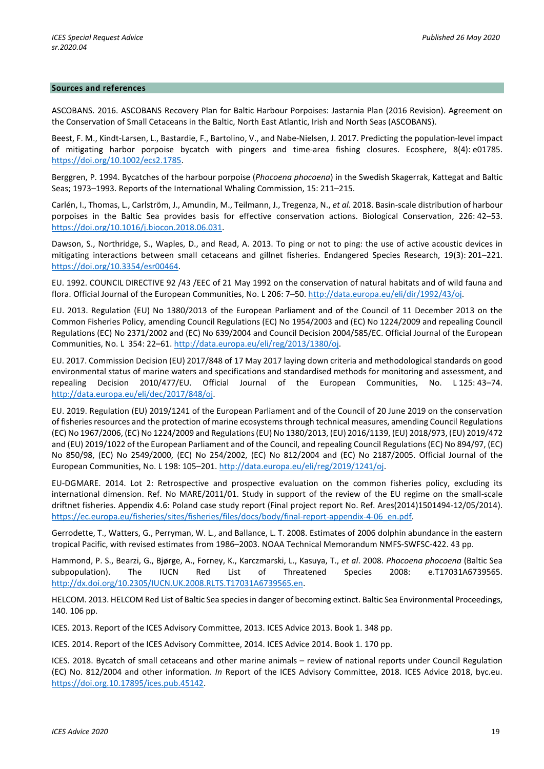## Sources and references

ASCOBANS. 2016. ASCOBANS Recovery Plan for Baltic Harbour Porpoises: Jastarnia Plan (2016 Revision). Agreement on the Conservation of Small Cetaceans in the Baltic, North East Atlantic, Irish and North Seas (ASCOBANS).

Beest, F. M., Kindt-Larsen, L., Bastardie, F., Bartolino, V., and Nabe-Nielsen, J. 2017. Predicting the population-level impact of mitigating harbor porpoise bycatch with pingers and time-area fishing closures. Ecosphere, 8(4): e01785. https://doi.org/10.1002/ecs2.1785.

Berggren, P. 1994. Bycatches of the harbour porpoise (*Phocoena phocoena*) in the Swedish Skagerrak, Kattegat and Baltic Seas; 1973–1993. Reports of the International Whaling Commission, 15: 211–215.

Carlén, I., Thomas, L., Carlström, J., Amundin, M., Teilmann, J., Tregenza, N., *et al.* 2018. Basin-scale distribution of harbour porpoises in the Baltic Sea provides basis for effective conservation actions. Biological Conservation, 226: 42–53. https://doi.org/10.1016/j.biocon.2018.06.031.

Dawson, S., Northridge, S., Waples, D., and Read, A. 2013. To ping or not to ping: the use of active acoustic devices in mitigating interactions between small cetaceans and gillnet fisheries. Endangered Species Research, 19(3): 201–221. https://doi.org/10.3354/esr00464.

EU. 1992. COUNCIL DIRECTIVE 92 /43 /EEC of 21 May 1992 on the conservation of natural habitats and of wild fauna and flora. Official Journal of the European Communities, No. L 206: 7–50. http://data.europa.eu/eli/dir/1992/43/oj.

EU. 2013. Regulation (EU) No 1380/2013 of the European Parliament and of the Council of 11 December 2013 on the Common Fisheries Policy, amending Council Regulations (EC) No 1954/2003 and (EC) No 1224/2009 and repealing Council Regulations (EC) No 2371/2002 and (EC) No 639/2004 and Council Decision 2004/585/EC. Official Journal of the European Communities, No. L 354: 22–61. http://data.europa.eu/eli/reg/2013/1380/oj.

EU. 2017. Commission Decision (EU) 2017/848 of 17 May 2017 laying down criteria and methodological standards on good environmental status of marine waters and specifications and standardised methods for monitoring and assessment, and repealing Decision 2010/477/EU. Official Journal of the European Communities, No. L 125: 43–74. http://data.europa.eu/eli/dec/2017/848/oj.

EU. 2019. Regulation (EU) 2019/1241 of the European Parliament and of the Council of 20 June 2019 on the conservation of fisheries resources and the protection of marine ecosystems through technical measures, amending Council Regulations (EC) No 1967/2006, (EC) No 1224/2009 and Regulations (EU) No 1380/2013, (EU) 2016/1139, (EU) 2018/973, (EU) 2019/472 and (EU) 2019/1022 of the European Parliament and of the Council, and repealing Council Regulations (EC) No 894/97, (EC) No 850/98, (EC) No 2549/2000, (EC) No 254/2002, (EC) No 812/2004 and (EC) No 2187/2005. Official Journal of the European Communities, No. L 198: 105–201. http://data.europa.eu/eli/reg/2019/1241/oj.

EU-DGMARE. 2014. Lot 2: Retrospective and prospective evaluation on the common fisheries policy, excluding its international dimension. Ref. No MARE/2011/01. Study in support of the review of the EU regime on the small-scale driftnet fisheries. Appendix 4.6: Poland case study report (Final project report No. Ref. Ares(2014)1501494-12/05/2014). https://ec.europa.eu/fisheries/sites/fisheries/files/docs/body/final-report-appendix-4-06_en.pdf.

Gerrodette, T., Watters, G., Perryman, W. L., and Ballance, L. T. 2008. Estimates of 2006 dolphin abundance in the eastern tropical Pacific, with revised estimates from 1986–2003. NOAA Technical Memorandum NMFS-SWFSC-422. 43 pp.

Hammond, P. S., Bearzi, G., Bjørge, A., Forney, K., Karczmarski, L., Kasuya, T., *et al*. 2008. *Phocoena phocoena* (Baltic Sea subpopulation). The IUCN Red List of Threatened Species 2008: e.T17031A6739565. http://dx.doi.org/10.2305/IUCN.UK.2008.RLTS.T17031A6739565.en.

HELCOM. 2013. HELCOM Red List of Baltic Sea species in danger of becoming extinct. Baltic Sea Environmental Proceedings, 140. 106 pp.

ICES. 2013. Report of the ICES Advisory Committee, 2013. ICES Advice 2013. Book 1. 348 pp.

ICES. 2014. Report of the ICES Advisory Committee, 2014. ICES Advice 2014. Book 1. 170 pp.

ICES. 2018. Bycatch of small cetaceans and other marine animals – review of national reports under Council Regulation (EC) No. 812/2004 and other information. *In* Report of the ICES Advisory Committee, 2018. ICES Advice 2018, byc.eu. https://doi.org.10.17895/ices.pub.45142.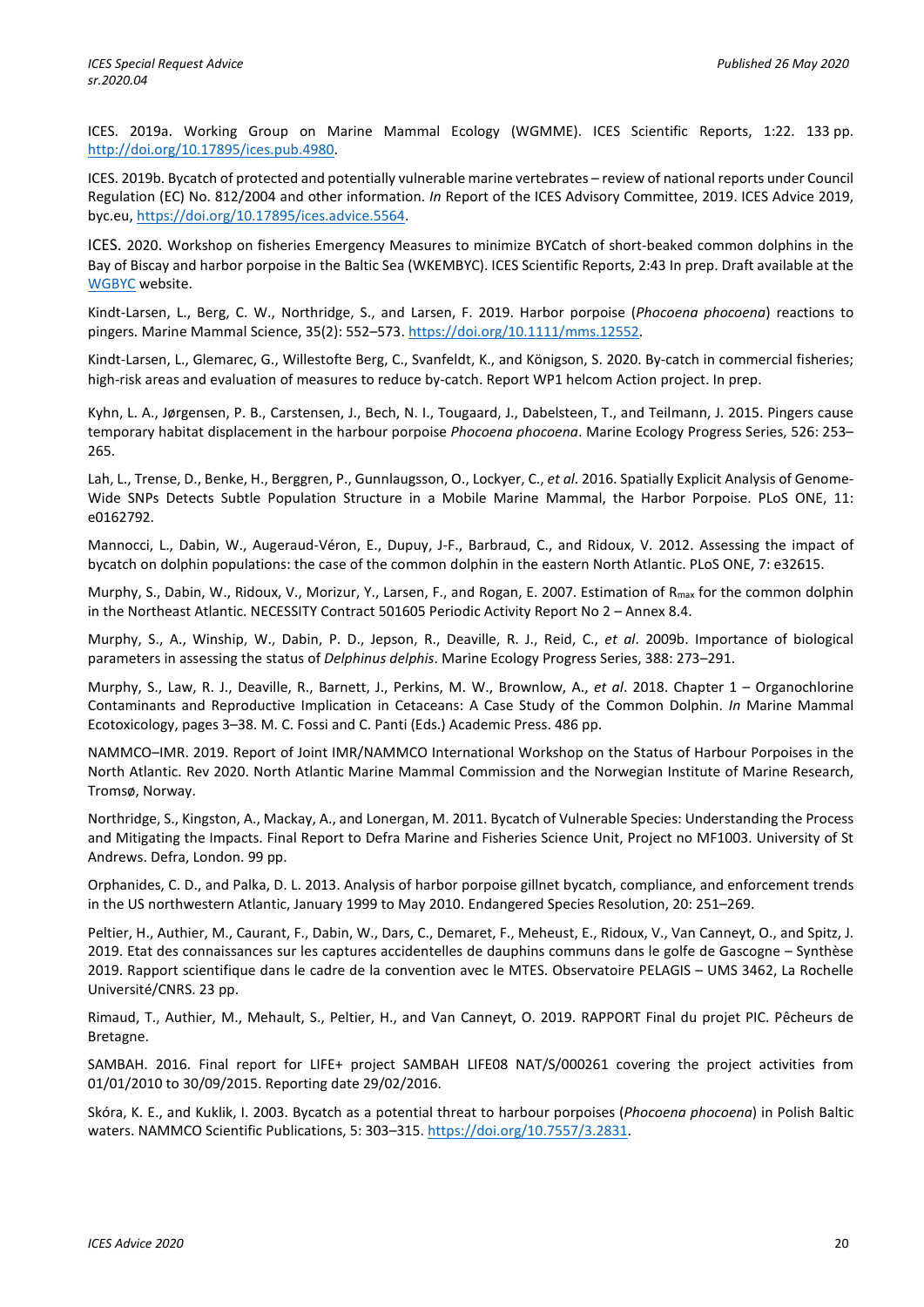ICES. 2019a. Working Group on Marine Mammal Ecology (WGMME). ICES Scientific Reports, 1:22. 133 pp. http://doi.org/10.17895/ices.pub.4980.

ICES. 2019b. Bycatch of protected and potentially vulnerable marine vertebrates – review of national reports under Council Regulation (EC) No. 812/2004 and other information. *In* Report of the ICES Advisory Committee, 2019. ICES Advice 2019, byc.eu, https://doi.org/10.17895/ices.advice.5564.

ICES. 2020. Workshop on fisheries Emergency Measures to minimize BYCatch of short-beaked common dolphins in the Bay of Biscay and harbor porpoise in the Baltic Sea (WKEMBYC). ICES Scientific Reports, 2:43 In prep. Draft available at the WGBYC website.

Kindt-Larsen, L., Berg, C. W., Northridge, S., and Larsen, F. 2019. Harbor porpoise (*Phocoena phocoena*) reactions to pingers. Marine Mammal Science, 35(2): 552–573. https://doi.org/10.1111/mms.12552.

Kindt-Larsen, L., Glemarec, G., Willestofte Berg, C., Svanfeldt, K., and Königson, S. 2020. By-catch in commercial fisheries; high-risk areas and evaluation of measures to reduce by-catch. Report WP1 helcom Action project. In prep.

Kyhn, L. A., Jørgensen, P. B., Carstensen, J., Bech, N. I., Tougaard, J., Dabelsteen, T., and Teilmann, J. 2015. Pingers cause temporary habitat displacement in the harbour porpoise *Phocoena phocoena*. Marine Ecology Progress Series, 526: 253–265.

Lah, L., Trense, D., Benke, H., Berggren, P., Gunnlaugsson, O., Lockyer, C., *et al*. 2016. Spatially Explicit Analysis of Genome-Wide SNPs Detects Subtle Population Structure in a Mobile Marine Mammal, the Harbor Porpoise. PLoS ONE, 11: e0162792.

Mannocci, L., Dabin, W., Augeraud-Véron, E., Dupuy, J-F., Barbraud, C., and Ridoux, V. 2012. Assessing the impact of bycatch on dolphin populations: the case of the common dolphin in the eastern North Atlantic. PLoS ONE, 7: e32615.

Murphy, S., Dabin, W., Ridoux, V., Morizur, Y., Larsen, F., and Rogan, E. 2007. Estimation of $R_{max}$ for the common dolphin in the Northeast Atlantic. NECESSITY Contract 501605 Periodic Activity Report No 2 – Annex 8.4.

Murphy, S., A., Winship, W., Dabin, P. D., Jepson, R., Deaville, R. J., Reid, C., *et al*. 2009b. Importance of biological parameters in assessing the status of *Delphinus delphis*. Marine Ecology Progress Series, 388: 273–291.

Murphy, S., Law, R. J., Deaville, R., Barnett, J., Perkins, M. W., Brownlow, A., *et al*. 2018. Chapter 1 – Organochlorine Contaminants and Reproductive Implication in Cetaceans: A Case Study of the Common Dolphin. *In* Marine Mammal Ecotoxicology, pages 3–38. M. C. Fossi and C. Panti (Eds.) Academic Press. 486 pp.

NAMMCO–IMR. 2019. Report of Joint IMR/NAMMCO International Workshop on the Status of Harbour Porpoises in the North Atlantic. Rev 2020. North Atlantic Marine Mammal Commission and the Norwegian Institute of Marine Research, Tromsø, Norway.

Northridge, S., Kingston, A., Mackay, A., and Lonergan, M. 2011. Bycatch of Vulnerable Species: Understanding the Process and Mitigating the Impacts. Final Report to Defra Marine and Fisheries Science Unit, Project no MF1003. University of St Andrews. Defra, London. 99 pp.

Orphanides, C. D., and Palka, D. L. 2013. Analysis of harbor porpoise gillnet bycatch, compliance, and enforcement trends in the US northwestern Atlantic, January 1999 to May 2010. Endangered Species Resolution, 20: 251–269.

Peltier, H., Authier, M., Caurant, F., Dabin, W., Dars, C., Demaret, F., Meheust, E., Ridoux, V., Van Canneyt, O., and Spitz, J. 2019. Etat des connaissances sur les captures accidentelles de dauphins communs dans le golfe de Gascogne – Synthèse 2019. Rapport scientifique dans le cadre de la convention avec le MTES. Observatoire PELAGIS – UMS 3462, La Rochelle Université/CNRS. 23 pp.

Rimaud, T., Authier, M., Mehault, S., Peltier, H., and Van Canneyt, O. 2019. RAPPORT Final du projet PIC. Pêcheurs de Bretagne.

SAMBAH. 2016. Final report for LIFE+ project SAMBAH LIFE08 NAT/S/000261 covering the project activities from 01/01/2010 to 30/09/2015. Reporting date 29/02/2016.

Skóra, K. E., and Kuklik, I. 2003. Bycatch as a potential threat to harbour porpoises (*Phocoena phocoena*) in Polish Baltic waters. NAMMCO Scientific Publications, 5: 303–315. https://doi.org/10.7557/3.2831.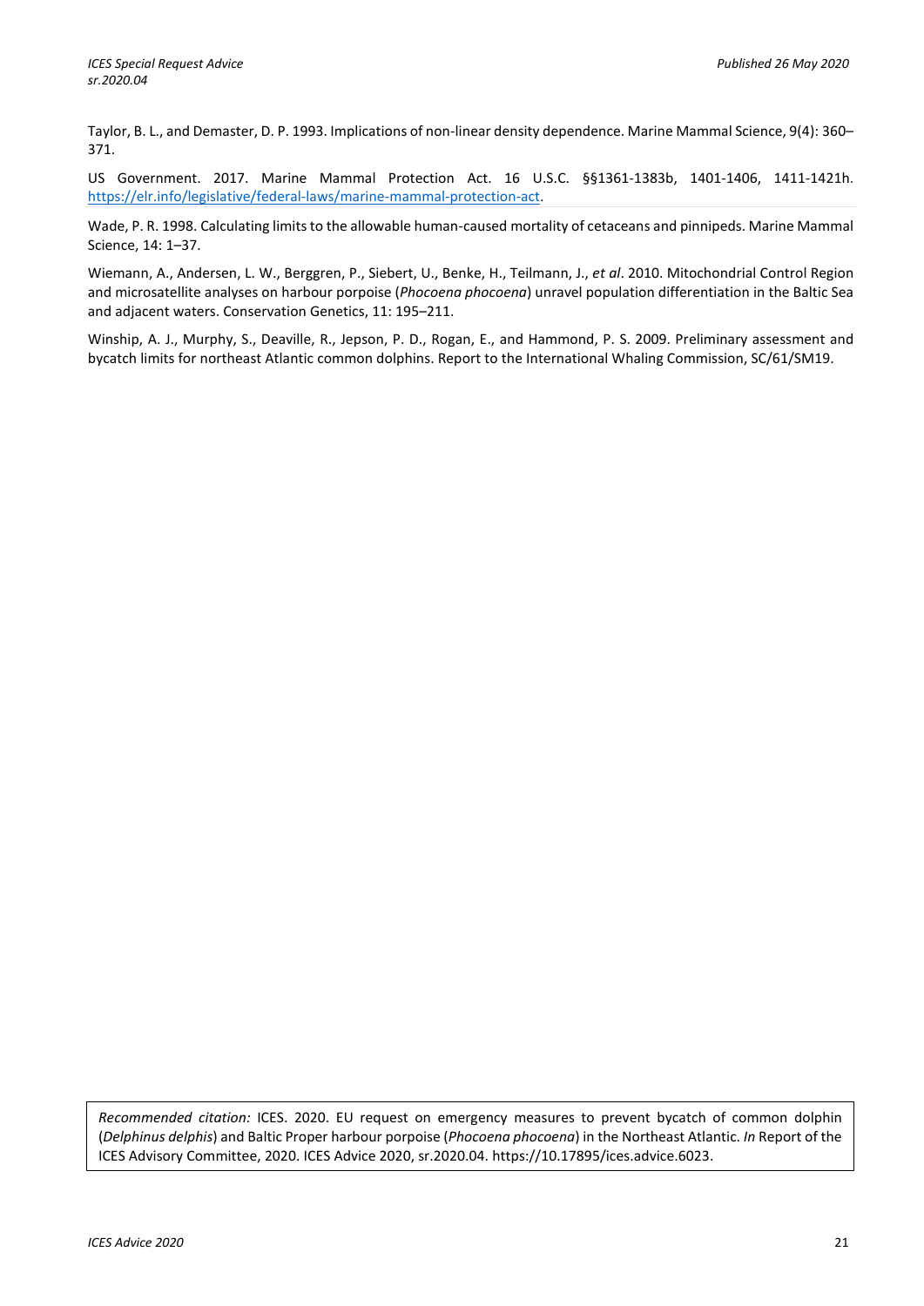Taylor, B. L., and Demaster, D. P. 1993. Implications of non-linear density dependence. Marine Mammal Science, 9(4): 360–371.

US Government. 2017. Marine Mammal Protection Act. 16 U.S.C. §§1361-1383b, 1401-1406, 1411-1421h. https://elr.info/legislative/federal-laws/marine-mammal-protection-act.

Wade, P. R. 1998. Calculating limits to the allowable human-caused mortality of cetaceans and pinnipeds. Marine Mammal Science, 14: 1–37.

Wiemann, A., Andersen, L. W., Berggren, P., Siebert, U., Benke, H., Teilmann, J., *et al*. 2010. Mitochondrial Control Region and microsatellite analyses on harbour porpoise (*Phocoena phocoena*) unravel population differentiation in the Baltic Sea and adjacent waters. Conservation Genetics, 11: 195–211.

Winship, A. J., Murphy, S., Deaville, R., Jepson, P. D., Rogan, E., and Hammond, P. S. 2009. Preliminary assessment and bycatch limits for northeast Atlantic common dolphins. Report to the International Whaling Commission, SC/61/SM19.

*Recommended citation:* ICES. 2020. EU request on emergency measures to prevent bycatch of common dolphin (*Delphinus delphis*) and Baltic Proper harbour porpoise (*Phocoena phocoena*) in the Northeast Atlantic. *In* Report of the ICES Advisory Committee, 2020. ICES Advice 2020, sr.2020.04. https://10.17895/ices.advice.6023.